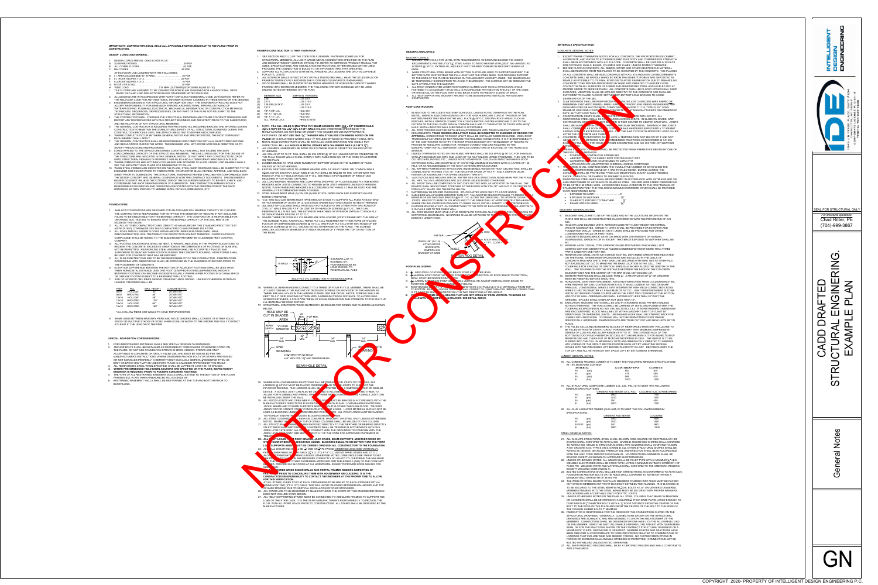**IMPORTANT: CONTRACTOR SHALL READ ALL APPLICABLE NOTES RELEVANT TO THE PLANS PRIOR TO CONSTRUCTION.**

## DESIGN LOADS AND GENERAL:

1. DESIGN LOADS ARE ALL DEAD LOADS PLUS:
   - A. SLEEPING ROOMS .......... 30 PSF
   - B. ALL OTHER FLOORS .......... 40 PSF
   - C. BALCONIES .......... 40 PSF
   - ATTIC FLOOR LOADING WITH THE FOLLOWING:
   - D. I.) AREA ACCESSIBLE BY STAIRS .......... 30 PSF
   - E. R.) ROOF SLOPES < 3:12 .......... 20 PSF
   - F. R.) ROOF SLOPES ≥ 3:12 .......... 10 PSF
   - G. ROOF LIVE LOAD .......... 20 PSF
   - H. WIND LOAD .......... 116 MPH (ULTIMATE) EXPOSURE B (ASCE7-10)
   - I. TILE FLOORS ARE ASSUMED TO BE CERAMIC OR PORCELAIN. DESIGNED FOR AN ADDITIONAL 15PSF DEAD LOAD AND L/360 DEFLECTION UNLESS OTHERWISE NOTED ON PLANS.
2. ALL DESIGNS ARE IN ACCORDANCE WITH NORTH CAROLINA RESIDENTIAL CODE, 2018 EDITION. REFER TO THE RELEVANT CODE FOR ANY ADDITIONAL INFORMATION NOT COVERED IN THESE NOTES OR THE DESIGNS.
3. ENGINEERING DESIGN IS FOR STRUCTURAL INFORMATION ONLY. THE ENGINEER OF RECORD DOES NOT ACCEPT RESPONSIBILITY FOR DIMENSION ERRORS, ARCHITECTURAL ERRORS, DETAILING OF WATERPROOFING, PLUMBING, ELECTRICAL, MECHANICAL INFORMATION, OR CONSTRUCTION METHODS, TECHNIQUES, SEQUENCES, OR PROCEDURES, OR ANY PART OF THE PLAN NOT RELEVANT TO THE STRUCTURAL INFORMATION.
4. THE CONTRACTOR SHALL COMPARE THE STRUCTURAL DRAWINGS AND OTHER CONTRACT DRAWINGS AND REPORT ANY DISCREPANCIES WITH THE PROJECT ENGINEER AND ARCHITECT PRIOR TO THE FABRICATION AND INSTALLATION OF ANY STRUCTURAL MEMBERS.
5. THE GENERAL CONTRACTOR IS REQUIRED FOR PROVIDING ALL REQUIRED BRACING AND SHORING DURING CONSTRUCTION TO MAINTAIN THE STABILITY AND SAFETY OF ALL STRUCTURAL ELEMENTS DURING THE CONSTRUCTION PROCESS UNTIL THE STRUCTURE IS TIED TOGETHER AND COMPLETE.
6. WHERE CONFLICTS OCCUR BETWEEN GENERAL NOTES AND SPECIFICATIONS, THE MOST STRINGENT REQUIREMENT SHALL APPLY.
7. THE GENERAL CONTRACTOR SHALL BE RESPONSIBLE FOR COMPLYING WITH ALL SAFETY PRECAUTIONS AND REGULATIONS DURING THE WORK. THE ENGINEER WILL NOT ADVISE NOR ISSUE DIRECTION AS TO SAFETY PRECAUTIONS AND PROGRAMS.
8. LOADS APPLIED TO THE STRUCTURE DURING CONSTRUCTION SHALL NOT EXCEED THE SAFE LOAD-CARRYING CAPACITY OF THE STRUCTURAL MEMBERS. THE LIVE LOADS USED FOR THE DESIGN OF THE STRUCTURE ARE INDICATED IN THE GENERAL NOTES. DO NOT APPLY ANY CONSTRUCTION LOADS UNTIL STRUCTURAL FRAMING IS PROPERLY INSTALLED AND ALL TEMPORARY BRACING IS IN PLACE.
9. WHERE DIMENSIONS ARE NOT INDICATED, BEAMS ARE INTENDED TO ALIGN UNDER LOAD BEARING WALLS. SEE THE ARCHITECTURAL PLANS FOR DIMENSIONS TO WALLS.
10. WHEN STEEL FRAMING ARE INDICATED ON THE PLAN, STEEL SHOP DRAWINGS SHALL BE SUBMITTED TO THE ENGINEER FOR REVIEW PRIOR TO FABRICATION. CONTRACTOR SHALL REVIEW, APPROVE, AND SIGN EACH SHEET PRIOR TO SUBMISSION. THE STRUCTURAL ENGINEER'S REVIEW SHALL BE FOR CONFORMANCE WITH THE DESIGN CONCEPT AND GENERAL COMPLIANCE WITH THE CONTRACT DOCUMENTS. THE ENGINEER'S REVIEW DOES NOT RELIEVE THE CONTRACTOR OF THE SOLE RESPONSIBILITY TO REVIEW, CHECK, AND COORDINATE THE SHOP DRAWINGS PRIOR TO SUBMISSION. THE CONTRACTOR REMAINS SOLELY RESPONSIBLE FOR ERRORS AND OMISSIONS ASSOCIATED WITH THE PREPARATION OF THE SHOP DRAWINGS AS THEY PERTAIN TO MEMBER SIZES, DETAILS, DIMENSIONS, ETC.

## FOUNDATIONS:

1. SHALLOW FOUNDATIONS ARE DESIGNED FOR AN ASSUMED SOIL BEARING CAPACITY OF 2,000 PSF. THE CONTRACTOR IS RESPONSIBLE FOR NOTIFYING THE ENGINEER OF RECORD IF ANY SOILS ARE FOUND TO BE UNSUITABLE FOR THIS BEARING CAPACITY. THE CONTRACTOR IS RESPONSIBLE FOR DETERMINING SOIL TESTING TO ENSURE THAT THE BEARING CAPACITY OF THE SOIL MEETS OR EXCEEDS THIS VALUE.
2. ALL FILL IS TO BE COMPACTED TO 95% DENSITY AS MEASURED BY THE STANDARD PROCTOR TEST (ASTM D 1557), OTHERWISE USE SELF-COMPACTING CLEAN WASHED #57 STONE.
3. ALL SOILS AND FILL UNDER FLOORS WITHIN AND/OR UNDER BUILDINGS SHALL HAVE PRECONSTRUCTION SOIL TREATMENT FOR PROTECTION AGAINST TERMITES. CERTIFICATION OF COMPLIANCE SHALL BE ISSUED TO THE BUILDING DEPARTMENT BY A LICENSED PEST CONTROL COMPANY.
4. ALL FOOTING EXCAVATIONS SHALL BE WET, STRAIGHT, AND LEVEL IN THE PROPER ELEVATIONS TO RECEIVE THE CONCRETE. EXCESSIVE VARIATIONS IN THE DIMENSIONS OF FOOTINGS OR SLAB WILL NOT BE PERMITTED. REINFORCING STEEL AND MESH SHALL BE PROPERLY PLACED AND SUPPORTED TO MAINTAIN THEIR POSITION DURING THE CONCRETE POURING. EDGE FORMS SHALL BE USED FOR CONCRETE THAT WILL BE EXPOSED.
5. ALL SLAB PENETRATIONS ARE TO BE THE RESPONSIBILITY OF THE CONTRACTOR. PENETRATIONS INTERFERING WITH REINFORCING SHALL BE APPROVED BY THE ENGINEER OF RECORD PRIOR TO THE PLACEMENT OF CONCRETE.
6. ELEVATION DIFFERENCE BETWEEN THE BOTTOM OF ADJACENT FOOTINGS SHALL BE LESS THAN THEIR HORIZONTAL DISTANCE LESS ONE FOOT. (STEPPED FOOTING) DIFFERENTIAL HEIGHTS BETWEEN FOOTINGS CAN BECOME EXCESSIVE USUALLY WHERE A PIER FOOTING IN A CRAWLSPACE OR GARAGE FOOTING IS NEXT TO A BASEMENT WALL FOOTING.
7. SIZE OF INTERIOR CMU PIERS DEPEND ON HEIGHT AND LOADING. UNLESS OTHERWISE NOTED AS LARGER, CMU PIERS SHALL BE:

| PIER SIZE | FILL | MAX. HEIGHT | CONCRETE FTG |
|---|---|---|---|
| 8x16 | HOLLOW | 32" | 20"x20"x10" |
| 8x16 | GROUTED | 48" | 24"x24"x10" |
| 12x16 | HOLLOW | 58" | 24"x24"x10" |
| 12x16 | GROUTED | 120" | 30"x30"x10" |
| 16x16 | HOLLOW | 64" | 30"x30"x10" |
| 16x16 | GROUTED | 160" | 36"x36"x10" |

*ALL HOLLOW PIERS AND WALLS TO HAVE TOP 8" GROUTING.

8. SHIMS USED BETWEEN MASONRY PIERS AND WOOD GIRDERS SHALL CONSIST OF EITHER SOLID WOOD OR MULTIPLE STACKS OF STEEL SHIMS EQUAL IN WIDTH TO THE GIRDER AND FULLY CONTACT AT LEAST 8" THE LENGTH OF THE PIER.

## SPECIAL FOUNDATION CONSIDERATIONS:

1. FOR UNRESTRAINED RETAINING WALLS SEE SPECIAL DESIGNS ON DRAWINGS.
2. ANCHOR BOLTS SHALL BE INSTALLED AS REQUIRED BY CODE UNLESS OTHERWISE NOTED ON THE PLANS. DO NOT USE FOUNDATION STRAPS IN BRICK VENEER. STRAPS ARE ONLY ACCEPTABLE IN CONCRETE OR GROUT FILLED CMU AND MUST BE INSTALLED PER THE MANUFACTURER'S INSTRUCTIONS. WHERE STANDARD ANCHOR BOLTS OR STRAPS ARE MISSED OR NOT INSTALLED PROPERLY, A RETROFIT BOLT SUCH AS A SIMPSON ½" DIAMETER TITEN HD BOLT OR EPOXY BOLT MAY BE USED IN ITS PLACE IN A MANNER APPROVED BY THE MANUF.
3. ALL REINFORCING STEEL WHEN SPECIFIED, SHALL BE LAPPED AT LEAST 24" AT SPLICES.
4. **WHERE PRE-EMBEDDED HOLD DOWN ANCHORS ARE SPECIFIED ON THE PLANS, INSPECTION BY ENGINEER IS REQUIRED PRIOR TO POURING CONCRETE FOOTINGS.**
5. THE TOPS OF ALL RESTRAINED BASEMENT WALLS SHALL EXTEND TO THE BOTTOM OF THE FLOOR FRAMING SILL PLATE WHEN UNBALANCED FILL EXCEEDS 48".
6. RESTRAINED BASEMENT WALLS SHALL BE RESTRAINED AT THE TOP AND BOTTOM PRIOR TO BACKFILLING.

## FRAMING CONSTRUCTION - OTHER THAN ROOF:

1. SEE SECTION R602.3 (1) OF THE CODE FOR A GENERAL FASTENER SCHEDULE FOR STRUCTURAL MEMBERS. ALL LIGHT GAUGE METAL CONNECTORS SPECIFIED ON THE PLAN ARE DESIGNATIONS BY SIMPSON STRONG TIE. REFER TO SIMPSON'S PRODUCT MANUAL FOR SIZES, SPECIFICATIONS, AND INSTALLATION INSTRUCTIONS. OTHER BRANDS MAY BE USED PROVIDED THE CONNECTION IS EQUAL TO OR STRONGER THAN THAT SPECIFIED.
2. SUPPORT ALL FLOOR JOISTS WITH METAL HANGERS, 2X2 LEDGERS ARE ONLY ACCEPTABLE FOR ATTIC JOISTS.
3. ALL EXTERIOR WALLS IN TWO STORY OR VAULTED ROOMS SHALL HAVE THE STUDS BALLOON FRAMED CONTINUOUSLY BETWEEN THE FLOOR AND CEILING/ROOF DIAPHRAGMS.
4. WOOD BEAMS SHALL BE SUPPORTED BY METAL HANGERS OF ADEQUATE CAPACITY WHERE FRAMING INTO BEAMS OR LEDGERS. THE FOLLOWING HANGER SCHEDULE MAY BE USED UNLESS NOTED OTHERWISE ON THE PLAN.

| MEMBER SIZE | SIMPSON HANGERS |
|---|---|
| (2) 2X8 | LUS 28-2 |
| (2) 2X10 | LUS 210-2 |
| (3) 2X8 OR (3) 2X10 | LUS 28-3 |
| (2) 2X12 | LUS 210-2 |
| (2) 1¾" X 9¼" LVL | HUS 410 |
| (2) 1¾" X 11⅞" LVL | HUS 412 |
| (2) 1¾" X 14" LVL | HUS 412 |
| ALL TRIPLE LVLs | HHUS 5.50/10 |

5. NOTE: **FILL ALL HOLES IN MULTIPLE PLY BEAM HANGERS WITH 16d x 2½" COMMON NAILS (0.162" x 3½") OR 10d x 3" (0.148 x 3") NAILS UNLESS OTHERWISE SPECIFIED BY THE MANUFACTURER.** DO NOT BEND OR MODIFY THE HANGER OR USE INAPPROPRIATE FASTENERS.
6. METAL HOLD-DOWN STRAPS SHALL BE INSTALLED OVER SHEATHING AND VISIBLE FOR INSPECTION. **FILL ALL NAIL HOLES IN STRAPS WITH 10d COMMON NAILS (0.148" x 3").**
7. ALL FRAMING LUMBER MAY BE SPF#2 OR SOUTHERN PINE #2 OR BETTER UNLESS NOTED OTHERWISE.
8. ALL WALLS UP TO 10 FT. TALL SHALL BE 2X4 SPF#2 @ 16" O.C. UNLESS NOTED OTHERWISE ON THE PLAN. TALLER WALLS SHALL COMPLY WITH TABLE R602.3(5) OF THE CODE OR AS NOTED ON THE PLAN.
9. LUMBER BEAMS TO HAVE SAME NUMBER OF SUPPORT STUDS AS THE NUMBER OF PLIES UNLESS NOTED OTHERWISE.
10. FASTEN FRAMING STUD TO LUMBER HEADER WITH AT LEAST THREE 16d COMMON NAILS (0.162"x3½") IN EACH PLY. EACH KING STUD PLY SHALL BE NAILED TO THE OTHER WITH TWO ROWS OF 16d NAILS SPACED AT 8" O.C. SEE R602.7 FOR NUMBER OF KING STUDS REQUIRED FOR EACH OPENING.
11. ALL LOAD-BEARING HEADERS ARE (2)2X8 SPF#2 DROPPED OR FLUSH UNLESS NOTED OTHERWISE.
12. STEEL BEAMS MUST HAVE (3) 2X4 OR (3) 2X6 STUDS UNDER EACH END SUPPORT UNLESS NOTED OTHERWISE.
13. "LVL" AND GLU-LAM BEAMS MUST HAVE ENOUGH STUDS TO SUPPORT ALL PLIES AT EACH END WITH A MINIMUM OF (3) 2X4 OR (2) 2X6 STUDS UNDER EACH END UNLESS NOTED OTHERWISE.
14. ALL BUILT-UP COLUMNS SHALL HAVE EACH PLY NAILED TO THE OTHER WITH TWO ROWS OF 0.131"x3" NAILS SPACED 8" ON CENTER.
15. FASTEN THE PLIES OF 1¾" LVL BEAMS WITH SIMPSON SDS SCREWS.

MULTIPLY LVL CONNECTION AT HANGER EXAMPLE

16. WHERE LVL BEAM HANGERS CONNECT TO A THREE OR FOUR PLY LVL MEMBER, THERE SHALL BE AT LEAST ONE-HALF THE AMOUNT OF THROUGH SCREWS ON THE SIDE OF THE HANGER AS THERE ARE HOLES IN THE HANGER FACE. SEE THE DETAIL ABOVE.
17. STRUCTURAL COMPOSITE WOOD BEAMS MAY BE DRILLED FOR WIRING AND PLUMBING AS SHOWN BELOW:

BEAM HOLE DETAIL

18. WHERE NON-LOAD BEARING PARTITIONS FALL BETWEEN FLOOR JOISTS OR TRUSSES, 2X4 LADDERS @ 24" O.C MUST BE PLACED PERPENDICULAR TO THE JOISTS TO SUPPORT THE PLYWOOD DECKING.
19. ALL DOUBLE JOISTS AND OPEN WEB FLOOR TRUSSES MUST BE BRACED IN ACCORDANCE WITH THE MANUFACTURER'S DIRECTIONS.
20. ALL STEEL COLUMNS SHALL BE CONNECTED TO THE BEAM AND BASE UNLESS NOTED OTHERWISE.
21. ALL STRUCTURAL FRAMING MEMBERS EXPOSED DIRECTLY TO THE WEATHER OR BEARING DIRECTLY ON EXTERIOR MASONRY OR CONCRETE SHALL BE TREATED.
22. **ALL POINT LOADS FROM ROOF BRACES, JACK STUDS, BEAM SUPPORTS WHETHER WOOD OR STEEL MUST BEAR ON BLOCKING OR STRUCTURE BELOW.**
23. ALL WALL SHEATHING SHALL BE FASTENED IN ACCORDANCE WITH THE CODE.
24. **WHERE ENGINEERED WOOD SHEAR WALLS AND PORTAL FRAMES REQUIRE INSPECTION OF FASTENERS PRIOR TO CONCEALING THEM WITH HOUSEWRAP OR CLADDING, IT IS THE CONTRACTOR'S RESPONSIBILITY TO CONTACT THE ENGINEER AT THE PROPER TIME TO ALLOW FOR THIS VERIFICATION.**
25. AT ALL STAIRS, EVERY STUD AT EACH STRINGER MUST BE NAILED TO EACH STRINGER.
26. ALL STAIRS ARE TO BE DESIGNED BY MANUFACTURER.
27. ALL "SELF SUPPORTING STAIRS" MUST BE CONNECTED TO ADEQUATE FRAMING TO SUPPORT THE LOAD OF THE STAIR CASE. IT IS THE STAIR MANUFACTURER'S RESPONSIBILITY TO PROVIDE THE E.O.R. WITH ALL POINT LOADS PRIOR TO CONSTRUCTION. ALL STAIRS SHALL BE DESIGNED BY THE MANUFACTURER.

## HEADERS AND LINTELS:

1. SEE SECTION R703.8.5 FOR LINTEL SPAN REQUIREMENTS. WHEN SPANS EXCEED THE CODE'S REQUIREMENTS, FASTEN L7X4X¼" STEEL ANGLE TO WOOD HEADER WITH ⅜" X 4" LAG SCREWS @ 16" O.C. EXTEND ALL ANGLES 6" PAST OPENING TO BEAR ON MASONRY VENEER AT ENDS.
2. WHEN STRUCTURAL STEEL BEAMS WITH BOTTOM PLATES ARE USED TO SUPPORT MASONRY, THE BOTTOM PLATE MUST EXTEND THE FULL LENGTH OF THE STEEL BEAM.
3. ALL BRICK VENEER OVER STEEL LINTELS SHALL BE SUPPORTED AS NOTED.
4. ALL "SELF SUPPORTING BRICK ARCHES" TO BE DESIGNED AND INSTALLED PER MASONRY CONTRACTOR.

## ROOF CONSTRUCTION:

1. IN ADDITION TO THE CODE'S FASTENER SCHEDULE, UNLESS NOTED OTHERWISE ON THE PLAN, INSTALL SIMPSON H2.5A TRUSS CONNECTORS.
2. ALL ROOF TRUSSES ARE TO BE INSTALLED IN ACCORDANCE WITH TRUSS MANUFACTURER'S REQUIREMENTS. **TRUSS DESIGNS AND LAYOUT SHALL BE SUBMITTED TO ENGINEER OF RECORD FOR APPROVAL.**
3. UNLESS OTHERWISE NOTED ON THE PLAN, RAFTERS SHALL BE 2X6 SPF#2 @ 16" O.C.
4. ALL RAFTERS FRAMING INTO STRUCTURAL RIDGE BEAMS SHALL BE SUPPORTED WITH HANGERS.

RAFTER HOG DETAIL

## ROOF PLAN LEGEND:

- A. ● INDICATES LOCATION OF POINT LOAD OF BRACE AT RAFTER LEVEL.
- B. ARROW INDICATES THE POINT FOR RAFTER BRACE.
- C. ARROW INDICATES POINT WHERE BRACE IS VERTICAL OR ALMOST VERTICAL.
- D. ROOF BRACES SHALL BE INSTALLED AS NOTED.

## MATERIALS SPECIFICATIONS:

### CONCRETE GENERAL NOTES:

1. EXCEPT WHERE OTHERWISE NOTED, FOR ALL CONCRETE, THE PROPORTIONS OF CEMENT, AGGREGATE, AND WATER TO ATTAIN REQUIRED PLASTICITY AND COMPRESSIVE STRENGTH SHALL BE IN ACCORDANCE WITH ACI 318 CODE. CONCRETE SHALL BE 3,000 PSI IN 28 DAYS FOR FOOTINGS, WALLS, BEAMS, COLUMNS AND SLABS UNLESS NOTED OTHERWISE.
2. BEFORE PLACING CONCRETE, ALL DEBRIS, WATER AND OTHER DELETERIOUS MATERIAL SHALL BE REMOVED FROM THE PLACES TO BE OCCUPIED BY THE CONCRETE.
3. SLAB ON GRADE SHALL BE REINFORCED WITH 6x6 W1.4XW1.4 WELDED WIRE FABRIC OR FIBERMESH SYNTHETIC FIBERS.
4. CONSTRUCTION JOINTS SHALL BE LOCATED IN ACCORDANCE WITH ACI 301.
5. CONCRETE, WHEN DEPOSITED, SHALL HAVE A TEMPERATURE NOT BELOW 50° F AND NOT ABOVE 90° F.
6. FRESHLY PLACED CONCRETE SHALL BE PROTECTED FROM PREMATURE DRYING BY ONE OF THE FOLLOWING METHODS:
   - PONDING OR CONTINUOUS SPRINKLING
   - ABSORPTIVE MAT OR FABRIC KEPT CONTINUOUSLY WET
   - WATERPROOF PAPER CONFORMING TO ASTM C171
   - APPLICATION OF AN APPROVED CHEMICAL CURING COMPOUND
7. CURING SHALL CONTINUE UNTIL THE CUMULATIVE NUMBER OF DAYS WHEN THE AMBIENT TEMPERATURE ABOVE 50° F HAS TOTALED SEVEN.
8. CONCRETE COVER OVER REINFORCING BARS:
   - EXPOSED TO EARTH .......... 3"
   - EXPOSED TO WEATHER .......... 1½"
   - SLABS NOT EXPOSED TO WEATHER .......... ¾"
   - BEAMS AND COLUMNS .......... 1½"

### MASONRY GENERAL NOTES:

9. MASONRY WALLS ARE TO BE OF THE SIZES AND IN THE LOCATIONS SHOWN ON THE PLANS AND SHALL BE CONSTRUCTED IN ACCORDANCE WITH THE PROVISIONS OF ACI 530.
10. HOLLOW LOAD BEARING UNITS: ASTM C90 MADE WITH LIGHTWEIGHT OR NORMAL WEIGHT AGGREGATES. GRADE N-1 UNITS SHALL BE PROVIDED FOR EXTERIOR AND FOUNDATION WALLS. GRADE N-1 OR S-1 UNITS SHALL BE PROVIDED FOR OTHER LOADBEARING WALLS OR PARTITIONS.
11. CONCRETE BUILDING BRICK: ASTM C55 MADE WITH LIGHTWEIGHT OR NORMAL AGGREGATES, GRADE N-1 OR S-1 EXCEPT THAT BRICK EXPOSED TO WEATHER SHALL BE N-1.
12. MORTAR: ASTM C270-95, TYPE S PREPACKAGED MORTAR MIX WHICH SHALL NOT CONTAIN ANY NON-CEMENTITIOUS FILLERS COMBINED WITH NOT MORE THAN THREE PARTS SAND PER ONE PART MIX.
13. REINFORCING STEEL: ASTM A615 GRADE 60 STEEL DEFORMED BARS.
14. MORTAR PROTRUSIONS SHALL BE LESS THAN ½".
15. HORIZONTAL JOINT REINFORCEMENT SHALL BE PROVIDED AS NOTED.
16. EXECUTION: MASONRY UNITS SHALL BE LAID IN A RUNNING BOND PATTERN UNLESS NOTED OTHERWISE.
17. THE FILLED CELLS AND BOND BEAM BLOCKS OF REINFORCED MASONRY WALLS ARE TO BE FILLED WITH ASTM C476-91, GROUT FOR MASONRY WITH MINIMUM COMPRESSIVE STRESS OF 2,000 PSI AND SLUMP RANGE OF 8" TO 11".

### LUMBER GENERAL NOTES:

18. ALL COMMON FRAMING LUMBER IS TO MEET THE FOLLOWING MINIMUM SPECIFICATIONS AT 19% MOISTURE CONTENT:

| MATERIAL | | #2 SOUTHERN PINE | #2 SPRUCE |
|---|---|---|---|
| Fb | (psi) | 800 | 875 |
| Fv | (psi) | 175 | 135 |
| Fc | (psi) | 565 | 425 |
| E | (ksi) | 1400 | 1400 |

19. ALL STRUCTURAL COMPOSITE LUMBER (LVL, LSL, PSL) IS TO MEET THE FOLLOWING MINIMUM SPECIFICATIONS:

| | | GIRDERS AND BEAMS (LVL, PSL) | COLUMNS (LSL & RIMBOARDS) |
|---|---|---|---|
| Fb | (psi) | 2600 | 1700 |
| Fc | (psi) | 2510 | 1400 |
| Fv | (psi) | 750 | 400 |
| E | (ksi) | 2000 | 1300 |

20. ALL GLUE LAMINATED TIMBER (GLU-LAM) IS TO MEET THE FOLLOWING MINIMUM SPECIFICATIONS:

| | | GIRDERS AND BEAMS | COLUMNS |
|---|---|---|---|
| Fb | (psi) | 2400 | 1600 |
| Fc | (psi) | 1700 | 1950 |
| Fc⊥ | (psi) | 650 | 560 |
| E | (ksi) | 1800 | 1500 |

### STEEL GENERAL NOTES:

21. ALL W-SHAPE STRUCTURAL STEEL SHALL BE ASTM A992. SQUARE OR RECTANGULAR HSS SHAPES SHALL CONFORM TO ASTM A-500 GRADE B, ROUND HSS SHAPES SHALL CONFORM TO ASTM A-500 GRADE B. STRUCTURAL STEEL PIPE COLUMNS SHALL CONFORM TO ASTM A-501 OR ASTM A-53, TYPE E OR S, GRADE B. ALL OTHER STRUCTURAL SHAPES SHALL BE ASTM A-36.
22. UNLESS OTHERWISE NOTED, ALL WELDS SHALL BE FILLET TYPE WITH A MINIMUM 3/16" LEG. WELDING ELECTRODES SHALL BE E70XX.
23. BOLTED CONNECTIONS SHALL INCLUDE HIGH STRENGTH BOLTS CONFORMING TO ASTM A325.
24. THE WEBS OF STEEL BEAMS THAT HAVE MEMBERS FRAMING INTO THEM MUST BE PACKED OUT WITH 2X MEMBERS.
25. UNLESS OTHERWISE NOTED ON THE PLAN, ALL STEEL COLUMNS THAT BEAR ON MASONRY OR CONCRETE SHALL BE CENTERED ON A SQUARE ½" THICK BASE PLATE.
26. FABRICATOR IS RESPONSIBLE FOR THE DESIGN OF THE CONNECTIONS SHOWN ON THE STRUCTURAL DRAWINGS.
27. ALL SHOP AND FIELD WELDING SHALL BE BY A CERTIFIED WELDER AND SHALL CONFORM TO AWS STANDARDS.

NOT FOR CONSTRUCTION

INTELLIGENT DESIGN ENGINEERING

SEAL FOR STRUCTURAL ONLY

FOR STRUCTURAL QUESTIONS: Chad Miller, PE (704)-999-3867

CADD DRAFTED STRUCTURAL ENGINEERING. EXAMPLE PLAN

General Notes

GN

COPYRIGHT 2020- PROPERTY OF INTELLIGENT DESIGN ENGINEERING P.C.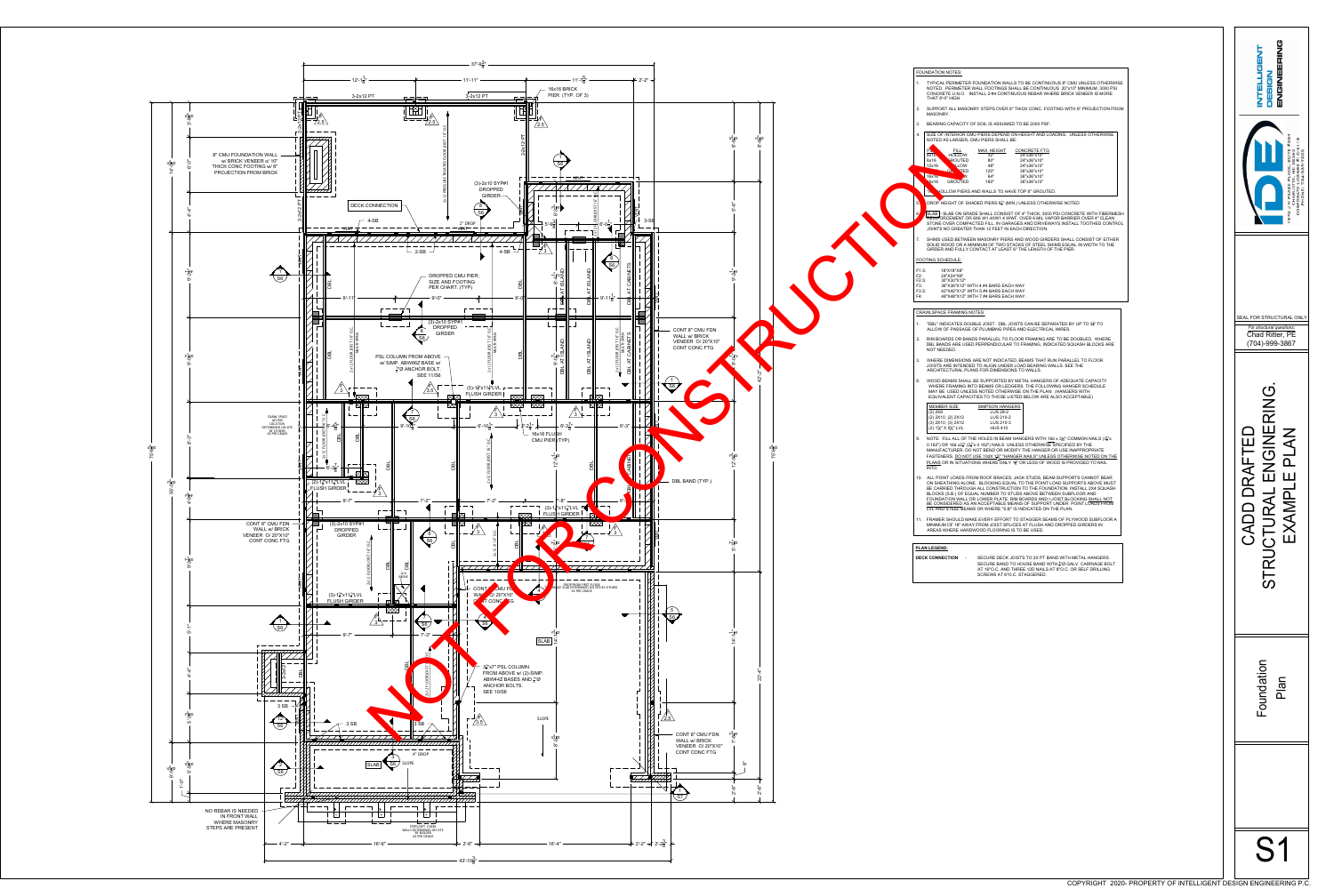# FOUNDATION NOTES:

1. TYPICAL PERIMETER FOUNDATION WALLS TO BE CONTINUOUS 8" CMU UNLESS OTHERWISE NOTED. PERIMETER WALL FOOTINGS SHALL BE CONTINUOUS 20"x10" MINIMUM, 3000 PSI CONCRETE U.N.O. INSTALL 2-#4 CONTINUOUS REBAR WHERE BRICK VENEER IS MORE THAN 8'-0" HIGH.
2. SUPPORT ALL MASONRY STEPS OVER 6" THICK CONC. FOOTING WITH 6" PROJECTION FROM MASONRY.
3. BEARING CAPACITY OF SOIL IS ASSUMED TO BE 2000 PSF.
4. SIZE OF INTERIOR CMU PIERS DEPEND ON HEIGHT AND LOADING. UNLESS OTHERWISE NOTED AS LARGER, CMU PIERS SHALL BE:

| SIZE | FILL | MAX. HEIGHT | CONCRETE FTG |
|---|---|---|---|
| 8x16 | HOLLOW | 32" | 24"x24"x10" |
| 8x16 | GROUTED | 60" | 24"x24"x10" |
| 12x16 | HOLLOW | 48" | 24"x24"x10" |
| 12x16 | GROUTED | 120" | 30"x30"x10" |
| 16x16 | HOLLOW | 64" | 30"x30"x10" |
| 16x16 | GROUTED | 160" | 36"x36"x10" |

5. HOLLOW PIERS AND WALLS TO HAVE TOP 8" GROUTED.
6. DROP HEIGHT OF SHADED PIERS 6½" (MIN.) UNLESS OTHERWISE NOTED.
7. SLAB - SLAB ON GRADE SHALL CONSIST OF 4" THICK, 3000 PSI CONCRETE WITH FIBERMESH REINFORCEMENT OR 6X6 W1.4XW1.4 WWF, OVER 6 MIL VAPOR BARRIER OVER 4" CLEAN STONE OVER COMPACTED FILL. IN GARAGES AND DRIVEWAYS INSTALL TOOTHED CONTROL JOINTS NO GREATER THAN 12 FEET IN EACH DIRECTION.
8. SHIMS USED BETWEEN MASONRY PIERS AND WOOD GIRDERS SHALL CONSIST OF EITHER SOLID WOOD OR A MINIMUM OF TWO STACKS OF STEEL SHIMS EQUAL IN WIDTH TO THE GIRDER AND FULLY CONTACT AT LEAST 6" THE LENGTH OF THE PIER.

## FOOTING SCHEDULE:

- F1.5: 18"X18"X8"
- F2: 24"X24"X8"
- F2.5: 30"X30"X12"
- F3: 36"X36"X12" WITH 4 #4 BARS EACH WAY
- F3.5: 42"X42"X12" WITH 5 #4 BARS EACH WAY
- F4: 48"X48"X12" WITH 7 #4 BARS EACH WAY

# CRAWLSPACE FRAMING NOTES:

1. "DBL" INDICATES DOUBLE JOIST. DBL JOISTS CAN BE SEPARATED BY UP TO 3½" TO ALLOW OF PASSAGE OF PLUMBING PIPES AND ELECTRICAL WIRES.
2. RIM BOARDS OR BANDS PARALLEL TO FLOOR FRAMING ARE TO BE DOUBLED. WHERE DBL BANDS ARE USED PERPENDICULAR TO FRAMING, INDICATED SQUASH BLOCKS ARE NOT NEEDED.
3. WHERE DIMENSIONS ARE NOT INDICATED, BEAMS THAT RUN PARALLEL TO FLOOR JOISTS ARE INTENDED TO ALIGN UNDER LOAD BEARING WALLS. SEE THE ARCHITECTURAL PLANS FOR DIMENSIONS TO WALLS.
8. WOOD BEAMS SHALL BE SUPPORTED BY METAL HANGERS OF ADEQUATE CAPACITY WHERE FRAMING INTO BEAMS OR LEDGERS. THE FOLLOWING HANGER SCHEDULE MAY BE USED UNLESS NOTED OTHERWISE ON THE PLAN. (HANGERS WITH EQUIVALENT CAPACITIES TO THOSE LISTED BELOW ARE ALSO ACCEPTABLE)

| MEMBER SIZE | SIMPSON HANGERS |
|---|---|
| (2) 2X8 | LUS 28-2 |
| (2) 2X10, (2) 2X12 | LUS 210-2 |
| (3) 2X10, (3) 2X12 | LUS 210-3 |
| (2) 1¾" X 9¼" LVL | HUS 410 |

9. NOTE: FILL ALL OF THE HOLES IN BEAM HANGERS WITH 16d x 3½" COMMON NAILS (⅛"x 0.162") OR 16d x3½" (⅛"x 0.162") NAILS UNLESS OTHERWISE SPECIFIED BY THE MANUFACTURER. DO NOT BEND OR MODIFY THE HANGER OR USE INAPPROPRIATE FASTENERS. DO NOT USE 10dX 1½" "HANGER NAILS" UNLESS OTHERWISE NOTED ON THE PLANS OR IN SITUATIONS WHERE ONLY 1½" OR LESS OF WOOD IS PROVIDED TO NAIL INTO.
10. ALL POINT LOADS FROM ROOF BRACES, JACK STUDS, BEAM SUPPORTS CANNOT BEAR ON SHEATHING ALONE. BLOCKING EQUAL TO THE POINT LOAD SUPPORTS ABOVE MUST BE CARRIED THROUGH ALL CONSTRUCTION TO THE FOUNDATION. INSTALL 2X4 SQUASH BLOCKS (S.B.) OF EQUAL NUMBER TO STUDS ABOVE BETWEEN SUBFLOOR AND FOUNDATION WALL OR LOWER PLATE. RIM BOARDS AND I-JOIST BLOCKING SHALL NOT BE CONSIDERED AS AN ACCEPTABLE MEANS OF SUPPORT UNDER POINT LOADS FROM LVL AND STEEL BEAMS OR WHERE "S.B" IS INDICATED ON THE PLAN.
11. FRAMER SHOULD MAKE EVERY EFFORT TO STAGGER SEAMS OF PLYWOOD SUBFLOOR A MINIMUM OF 18" AWAY FROM JOIST SPLICES AT FLUSH AND DROPPED GIRDERS IN AREAS WHERE HARDWOOD FLOORING IS TO BE USED.

## PLAN LEGEND:

**DECK CONNECTION** - SECURE DECK JOISTS TO 2X PT BAND WITH METAL HANGERS. SECURE BAND TO HOUSE BAND WITH ½"Ø GALV. CARRIAGE BOLT AT 16"O.C. AND THREE 12D NAILS AT 8"O.C. OR SELF DRILLING SCREWS AT 6"O.C. STAGGERED.

NOT FOR CONSTRUCTION

SEAL FOR STRUCTURAL ONLY

For structural questions: Chad Ritter, PE (704)-999-3867

INTELLIGENT DESIGN ENGINEERING

CADD DRAFTED STRUCTURAL ENGINERING. EXAMPLE PLAN

Foundation Plan

S1

COPYRIGHT 2020- PROPERTY OF INTELLIGENT DESIGN ENGINEERING P.C.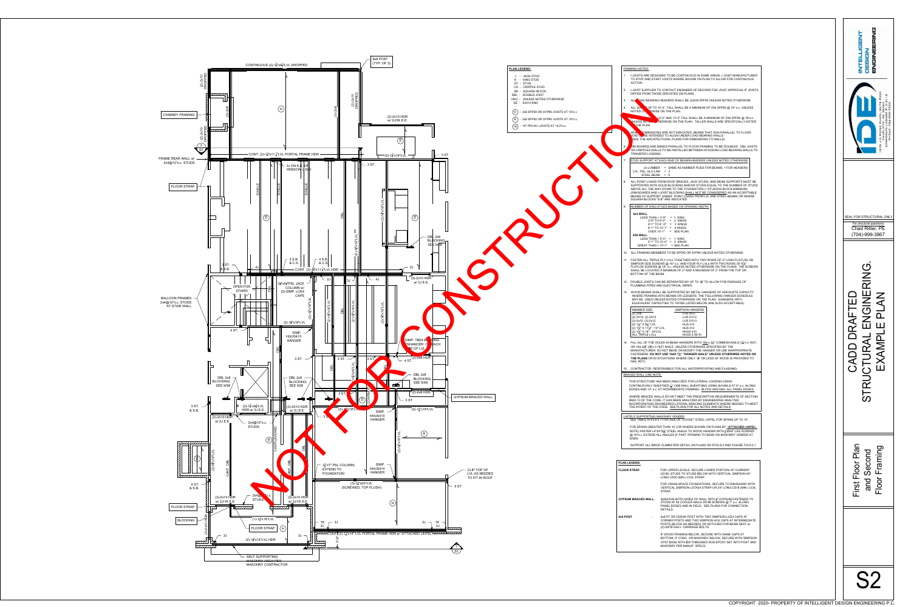# CADD DRAFTED STRUCTURAL ENGINERING EXAMPLE PLAN

## First Floor Plan and Second Floor Framing

**S2**

INTELLIGENT DESIGN ENGINEERING

SEAL FOR STRUCTURAL ONLY
For structural questions:
Chad Ritter, PE
(704)-999-3867

NOT FOR CONSTRUCTION

## PLAN LEGEND:

- J - JACK STUD
- K - KING STUD
- ST - STUD
- CS - CRIPPLE STUD
- SB - SQUASH BLOCK
- DBL - DOUBLE JOIST
- UNO - UNLESS NOTED OTHERWISE
- EE - EACH END
- (6) - 2x6 SPF#2 OR SYP#2 JOISTS AT 16"o.c.
- (8) - 2x8 SPF#2 OR SYP#2 JOISTS AT 16"o.c.
- (16) - 16" PRI-40 I-JOISTS AT 19.2"o.c.

## FRAMING NOTES:

1. I-JOISTS ARE DESIGNED TO BE CONTINUOUS IN SOME AREAS. I-JOIST MANUFACTURER TO STOP AND START JOISTS WHERE SHOWN ON PLAN TO ALLOW FOR CONTINUOUS ACTION.
2. I-JOIST SUPPLIER TO CONTACT ENGINEER OF RECORD FOR JOIST APPROVAL IF JOISTS DIFFER FROM THOSE SPECIFIED ON PLANS.
3. ALL LOAD BEARING HEADERS SHALL BE (2)2X8 SPF#2 UNLESS NOTED OTHERWISE
4. ALL WALLS UP TO 10'-2" TALL SHALL BE A MINIMUM OF 2X4 SPF#2 @ 16" o.c. UNLESS NOTED OTHERWISE ON THE PLAN.
   WALLS 10'-2" AND 12'-2" TALL SHALL BE A MINIMUM OF 2X6 SPF#2 @ 16"o.c. UNLESS NOTED OTHERWISE ON THE PLAN. TALLER WALLS ARE SPECIFICALLY NOTED ON THE PLAN.
5. WHERE DIMENSIONS ARE NOT INDICATED, BEAMS THAT RUN PARALLEL TO FLOOR JOISTS ARE INTENDED TO ALIGN UNDER LOAD BEARING WALLS (SEE THE ARCHITECTURAL PLANS FOR DIMENSIONS TO WALLS)
6. RIM BOARDS AND BANDS PARALLEL TO FLOOR FRAMING TO BE DOUBLED. DBL JOISTS OR CRIPPLES WALLS TO BE INSTALLED BETWEEN STACKING LOAD BEARING WALLS TO TRANSFER LOADING.
7. STUD SUPPORT AT EACH END OF BEAMS/HEADERS UNLESS NOTED OTHERWISE:
   - 2x LUMBER = SAME AS NUMBER PLIES FOR BEAMS; 1 FOR HEADERS
   - LVL, PSL, GLU-LAM = 3
   - STEEL BEAM = 5
8. ALL POINT LOADS FROM ROOF BRACES, JACK STUDS, AND BEAM SUPPORTS MUST BE SUPPORTED WITH SOLID BLOCKING AND/OR STUDS EQUAL TO THE NUMBER OF STUDS ABOVE ALL THE WAY DOWN TO THE FOUNDATION (1 STUD/2X4 BLOCK MINIMUM). (RIM BOARDS AND I-JOIST BLOCKING SHALL NOT BE CONSIDERED AS AN ACCEPTABLE MEANS OF SUPPORT UNDER POINT LOADS FROM LVL AND STEEL BEAMS OR WHERE SQUASH BLOCKS "S.B" ARE INDICATED
9. NUMBER OF KING STUDS BASED ON OPENING WIDTH:

   **2x4 WALL**
   - LESS THAN < 3'-0" = 1 KING
   - 3'-0" TO 6'-0" = 2 KINGS
   - 6'-1" TO 8'-0" = 3 KINGS
   - 8'-1" TO 10'-1" = 4 KINGS
   - OVER 10'-1" = SEE PLAN

   **2X6 WALL**
   - LESS THAN < 5'-0" = 1 KING
   - 5'-1" TO 10'-0" = 2 KINGS
   - GREAT THAN > 10'-1" = SEE PLAN
10. ALL FRAMING MEMBERS TO BE SPF#2 OR SYP#2 UNLESS NOTED OTHERWISE
11. FASTEN ALL TRIPLE PLY LVLs TOGETHER WITH TWO ROWS OF 5" LONG FLATLOK OR SIMPSON SDS SCREWS @ 16" o.c. AND FOUR PLY LVLs WITH TWO ROWS OF 6¾" FLATLOK SCREWS @ 16" o.c. UNLESS NOTED OTHERWISE ON THE PLANS. THE SCREWS SHALL BE LOCATED A MINIMUM OF 2" AND A MAXIMUM OF 3" FROM THE TOP OR BOTTOM OF THE BEAM.
12. DOUBLE JOISTS CAN BE SEPARATED BY UP TO 3½" TO ALLOW FOR PASSAGE OF PLUMBING PIPES AND ELECTRICAL WIRES.
13. WOOD BEAMS SHALL BE SUPPORTED BY METAL HANGERS OF ADEQUATE CAPACITY WHERE FRAMING INTO BEAMS OR LEDGERS. THE FOLLOWING HANGER SCHEDULE MAY BE USED UNLESS NOTED OTHERWISE ON THE PLAN. (HANGERS WITH EQUIVALENT CAPACITIES TO THOSE LISTED BELOW ARE ALSO ACCEPTABLE)

| MEMBER SIZE | SIMPSON HANGERS |
|---|---|
| (2) 2X8 | LUS 28-2 |
| (2) 2X10, (2) 2X12 | LUS 210-2 |
| (3)-2x10, (3)-2x12 | LUS 210-3 |
| (2) 1¾" X 9¼" LVL | HUS 410 |
| (2) 1¾" X 11⅞" - 14" LVL | HUS 412 |
| (2) 1¾" X 16" - 24"LVL | HHUS 410 |
| ALL TRIPLE LVLs | HHUS 5.50/10 |

14. FILL ALL OF THE HOLES IN BEAM HANGERS WITH 10d x 1½" COMMON NAILS (⅛" x 0.162") OR 16d x 3½" (⅛" x 0.162") NAILS UNLESS OTHERWISE SPECIFIED BY THE MANUFACTURER. DO NOT BEND OR MODIFY THE HANGER OR USE INAPPROPRIATE FASTENERS. **DO NOT USE 10dX 1½" "HANGER NAILS" UNLESS OTHERWISE NOTED ON THE PLANS** OR IN SITUATIONS WHERE ONLY ⅝" OR LESS OF WOOD IS PROVIDED TO NAIL INTO.
15. CONTRACTOR RESPONSIBLE FOR ALL WATERPROOFING AND FLASHING

## BRACED WALL LINE NOTE:

THIS STRUCTURE HAS BEEN ANALYZED FOR LATERAL LOADING USING CONTINUOUSLY SHEATHED ⅞" OSB WALL SHEATHING USING 8d NAILS AT 6" o.c. ALONG EDGES AND 12" o.c. AT INTERMEDIATE FRAMING. BLOCK AND NAIL ALL PANEL EDGES.

WHERE BRACED WALLS DO NOT MEET THE PRESCRIPTIVE REQUIREMENTS OF SECTION R602.10 OF THE CODE, IT HAS BEEN ANALYZED BY ENGINEERING ANALYSIS INCORPORATING ENGINEERED LATERAL BRACING ELEMENTS WHERE NEEDED TO MEET THE INTENT OF THE CODE. SEE PLANS FOR ALL NOTES AND DETAILS.

## LINTELS SUPPORTING MASONRY VENEER:

SEE TABLE R703.8.3.1 FOR SIZE OF "LOOSE" STEEL LINTEL FOR SPANS UP TO 10'.

FOR SPANS GREATER THAN 10' (OR WHERE SHOWN ON PLAN BY "**ATTACHED LINTEL**" NOTE) FASTEN L4"X4"X¼" STEEL ANGLE TO WOOD HEADER WITH ½"Ø X4" LAG SCREWS @ 16"o.c. EXTEND ALL ANGLES 8" PAST OPENING TO BEAR ON MASONRY VENEER AT ENDS.

SUPPORT ALL BRICK CLIMBS PER DETAIL ON PLANS OR R703.8.2 AND FIGURE 703.8.2.1

## PLAN LEGEND:

| | |
|---|---|
| **FLOOR STRAP** | FOR UPPER LEVELS, SECURE LOWER PORTION OF CURRENT LEVEL STUDS TO STUDS BELOW WITH VERTICAL SIMPSON 48" LONG CS20 (MIN.) COIL STRAP. FOR CRAWLSPACE FOUNDATIONS, SECURE TO RIM BOARD WITH VERTICAL SIMPSON LSTA24 STRAP OR 24" LONG CS18 (MIN.) COIL STRAP. |
| **GYPSUM BRACED WALL** | SHEATHE BOTH SIDES OF WALL WITH ½" GYPSUM FASTENED TO STUDS W/ 5d COOLER NAILS OR #6 SCREWS @ 7" o.c. ALONG PANEL EDGES AND IN FIELD. SEE PLANS FOR CONNECTION DETAILS. |
| **6x8 POST** | 6x8 PT OR CEDAR POST WITH TWO SIMPSON LCE4 CAPS AT CORNER POSTS AND TWO SIMPSON AC6 CAPS AT INTERMEDIATE POSTS (BLOCK AS NEEDED) OR NOTCHED FOR BEAM SEAT w/ (2)-5/8"Ø GALV. CARRIAGE BOLTS. IF WOOD FRAMING BELOW, SECURE WITH SAME CAPS AT BOTTOM. IF CONC. OR MASONRY BELOW, SECURE WITH SIMPSON CPS7 BASE WITH ⅝"Ø THREADED ROD EPOXY SET INTO POST AND MASONRY PER MANUF. SPECS. |

COPYRIGHT 2020- PROPERTY OF INTELLIGENT DESIGN ENGINEERING P.C.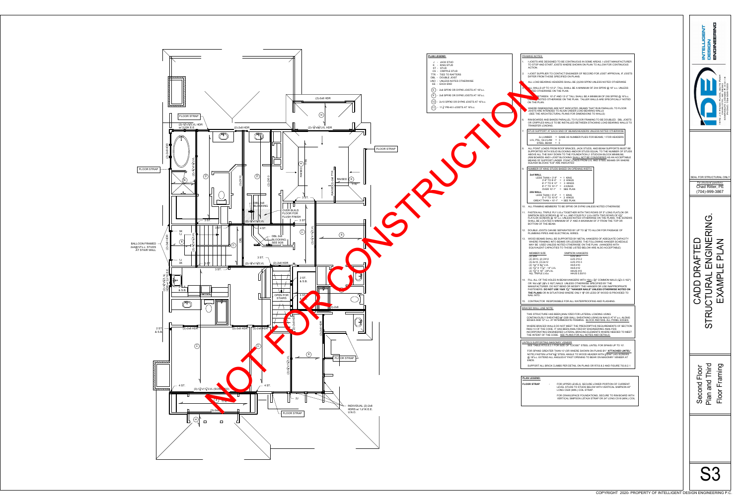## PLAN LEGEND:

J - JACK STUD
K - KING STUD
ST - STUD
CS - CRIPPLE STUD
TTR - TIED TO RAFTERS
DBL - DOUBLE JOIST
UNO - UNLESS NOTED OTHERWISE
EE - EACH END

(6) - 2x6 SPF#2 OR SYP#2 JOISTS AT 16"o.c.

(8) - 2x8 SPF#2 OR SYP#2 JOISTS AT 16"o.c.

(10) - 2x10 SPF#2 OR SYP#2 JOISTS AT 16"o.c.

(11) - 11 7/8" PRI-40 I-JOISTS AT 16"o.c.

## FRAMING NOTES:

1. I-JOISTS ARE DESIGNED TO BE CONTINUOUS IN SOME AREAS. I-JOIST MANUFACTURER TO STOP AND START JOISTS WHERE SHOWN ON PLAN TO ALLOW FOR CONTINUOUS ACTION.
2. I-JOIST SUPPLIER TO CONTACT ENGINEER OF RECORD FOR JOIST APPROVAL IF JOISTS DIFFER FROM THOSE SPECIFIED ON PLANS.
3. ALL LOAD BEARING HEADERS SHALL BE (2)2X8 SPF#2 UNLESS NOTED OTHERWISE
4. ALL WALLS UP TO 10'-2" TALL SHALL BE A MINIMUM OF 2X4 SPF#2 @ 16" o.c. UNLESS NOTED OTHERWISE ON THE PLAN.
5. WALLS BETWEEN 10'-2" AND 13'-2" TALL SHALL BE A MINIMUM OF 2X6 SPF#2 @ 16"o.c. UNLESS NOTED OTHERWISE ON THE PLAN. TALLER WALLS ARE SPECIFICALLY NOTED ON THE PLAN.
6. WHERE DIMENSIONS ARE NOT INDICATED, BEAMS THAT RUN PARALLEL TO FLOOR JOISTS ARE INTENDED TO ALIGN UNDER LOAD BEARING WALLS (SEE THE ARCHITECTURAL PLANS FOR DIMENSIONS TO WALLS)
6. RIM BOARDS AND BANDS PARALLEL TO FLOOR FRAMING TO BE DOUBLED. DBL JOISTS OR CRIPPLES WALLS TO BE INSTALLED BETWEEN STACKING LOAD BEARING WALLS TO TRANSFER LOADING.
7. STUD SUPPORT AT EACH END OF BEAMS/HEADERS UNLESS NOTED OTHERWISE
   - 2x LUMBER = SAME AS NUMBER PLIES FOR BEAMS; 1 FOR HEADERS
   - LVL, PSL, GLU-LAM = 3
   - STEEL BEAM = 5
8. ALL POINT LOADS FROM ROOF BRACES, JACK STUDS, AND BEAM SUPPORTS MUST BE SUPPORTED WITH SOLID BLOCKING AND/OR STUDS EQUAL TO THE NUMBER OF STUDS ABOVE ALL THE WAY DOWN TO THE FOUNDATION (1 STUD/2X4 BLOCK MINIMUM) (RIM BOARDS AND I-JOIST BLOCKING SHALL NOT BE CONSIDERED AS AN ACCEPTABLE MEANS OF SUPPORT UNDER POINT LOADS FROM LVL AND STEEL BEAMS OR WHERE SQUASH BLOCKS "SB" ARE INDICATED
9. NUMBER OF KING STUDS BASED ON OPENING WIDTH:
   - **2x4 WALL**
     - LESS THAN = 3'-8" = 1 KING
     - 3'-9" TO 6'-0" = 2 KINGS
     - 6'-1" TO 8'-0" = 3 KINGS
     - 8'-1" TO 10'-1" = 4 KINGS
     - OVER 10'-1" = SEE PLAN
   - **2X6 WALL**
     - LESS THAN = 6'-0" = 1 KING
     - 6'-1" TO 10'-0" = 2 KINGS
     - GREAT THAN = 10'-1" = SEE PLAN
10. ALL FRAMING MEMBERS TO BE SPF#2 OR SYP#2 UNLESS NOTED OTHERWISE
11. FASTEN ALL TRIPLE PLY LVLs TOGETHER WITH TWO ROWS OF 3" LONG FLATLOK OR SIMPSON SDS SCREWS @ 16" o.c. AND FOUR PLY LVLs WITH TWO ROWS OF 6 3/4" FLATLOK SCREWS @ 16" o.c. UNLESS NOTED OTHERWISE ON THE PLANS. THE SCREWS SHALL BE LOCATED A MINIMUM OF 2" AND A MAXIMUM OF 3" FROM THE TOP OR BOTTOM OF THE BEAM.
12. DOUBLE JOISTS CAN BE SEPARATED BY UP TO 3/4" TO ALLOW FOR PASSAGE OF PLUMBING PIPES AND ELECTRICAL WIRES.
13. WOOD BEAMS SHALL BE SUPPORTED BY METAL HANGERS OF ADEQUATE CAPACITY WHERE FRAMING INTO BEAMS OR LEDGERS. THE FOLLOWING HANGER SCHEDULE MAY BE USED UNLESS NOTED OTHERWISE ON THE PLAN. (HANGERS WITH EQUIVALENT CAPACITIES TO THOSE LISTED BELOW ARE ALSO ACCEPTABLE)

| MEMBER SIZE | SIMPSON HANGERS |
|---|---|
| (2) 2X8 | LUS 28-2 |
| (2) 2X10, (2) 2X12 | LUS 210-2 |
| (3) 2X10, (3) 2x12 | LUS 210-3 |
| (2) 1 3/4" X 9 1/4" LVL | HUS 410 |
| (2) 1 3/4" X 11 7/8" - 14" LVL | HUS 412 |
| (2) 1 3/4" X 16" - 24"LVL | HHUS 410 |
| ALL TRIPLE LVLs | HHUS 5.5/10 |

14. FILL ALL OF THE HOLES IN BEAM HANGERS WITH 16d x 3 1/2" COMMON NAILS (3 1/2"x 0.162") OR 10d x 3" (3" x 0.162") NAILS UNLESS OTHERWISE SPECIFIED BY THE MANUFACTURER. DO NOT BEND OR MODIFY THE HANGER OR USE INAPPROPRIATE FASTENERS. **DO NOT USE 10dX 1 1/2" "HANGER NAILS" UNLESS OTHERWISE NOTED ON THE PLANS** OR IN SITUATIONS WHERE ONLY 1 1/2" OR LESS OF WOOD IS PROVIDED TO NAIL INTO.
15. CONTRACTOR RESPONSIBLE FOR ALL WATERPROOFING AND FLASHING.

## BRACED WALL LINE NOTE:

THIS STRUCTURE HAS BEEN ANALYZED FOR LATERAL LOADING USING CONTINUOUSLY SHEATHED 7/16" OSB WALL SHEATHING USING 8d NAILS AT 6" o.c. ALONG EDGES AND 12" o.c. AT INTERMEDIATE FRAMING. BLOCK AND NAIL ALL PANEL EDGES.

WHERE BRACED WALLS DO NOT MEET THE PRESCRIPTIVE REQUIREMENTS OF SECTION R602.10 OF THE CODE, IT HAS BEEN ANALYZED BY ENGINEERING ANALYSIS INCORPORATING ENGINEERED LATERAL BRACING ELEMENTS WHERE NEEDED TO MEET THE INTENT OF THE CODE. SEE PLANS FOR ALL NOTES AND DETAILS.

## LINTELS SUPPORTING MASONRY VENEER

SEE TABLE R703.8.3.1 FOR SIZE OF "LOOSE" STEEL LINTEL FOR SPANS UP TO 10'.

FOR SPANS GREATER THAN 10' (OR WHERE SHOWN ON PLANS BY "ATTACHED LINTEL" NOTE) FASTEN L4"X4"X1/4" STEEL ANGLE TO WOOD HEADER WITH 1/2"DIAM. LAG SCREWS @ 16"o.c. EXTEND ALL ANGLES 6" PAST OPENING TO BEAR ON MASONRY VENEER AT ENDS.

SUPPORT ALL BRICK CLIMBS PER DETAIL ON PLANS OR R703.8.2 AND FIGURE 703.8.2.1

## PLAN LEGEND:

**FLOOR STRAP** - FOR UPPER LEVELS, SECURE LOWER PORTION OF CURRENT LEVEL STUDS TO STUDS BELOW WITH VERTICAL SIMPSON 40" LONG CS20 (MIN.) COIL STRAP.

FOR CRAWLSPACE FOUNDATIONS, SECURE TO RIM BOARD WITH VERTICAL SIMPSON LSTA24 STRAP OR 24" LONG CS16 (MIN.) COIL

NOT FOR CONSTRUCTION

SEAL FOR STRUCTURAL ONLY

For structural questions: Chad Ritter, PE (704)-999-3867

INTELLIGENT DESIGN ENGINEERING

CADD DRAFTED STRUCTURAL ENGINERING. EXAMPLE PLAN

Second Floor Plan and Third Floor Framing

S3

COPYRIGHT 2020- PROPERTY OF INTELLIGENT DESIGN ENGINEERING P.C.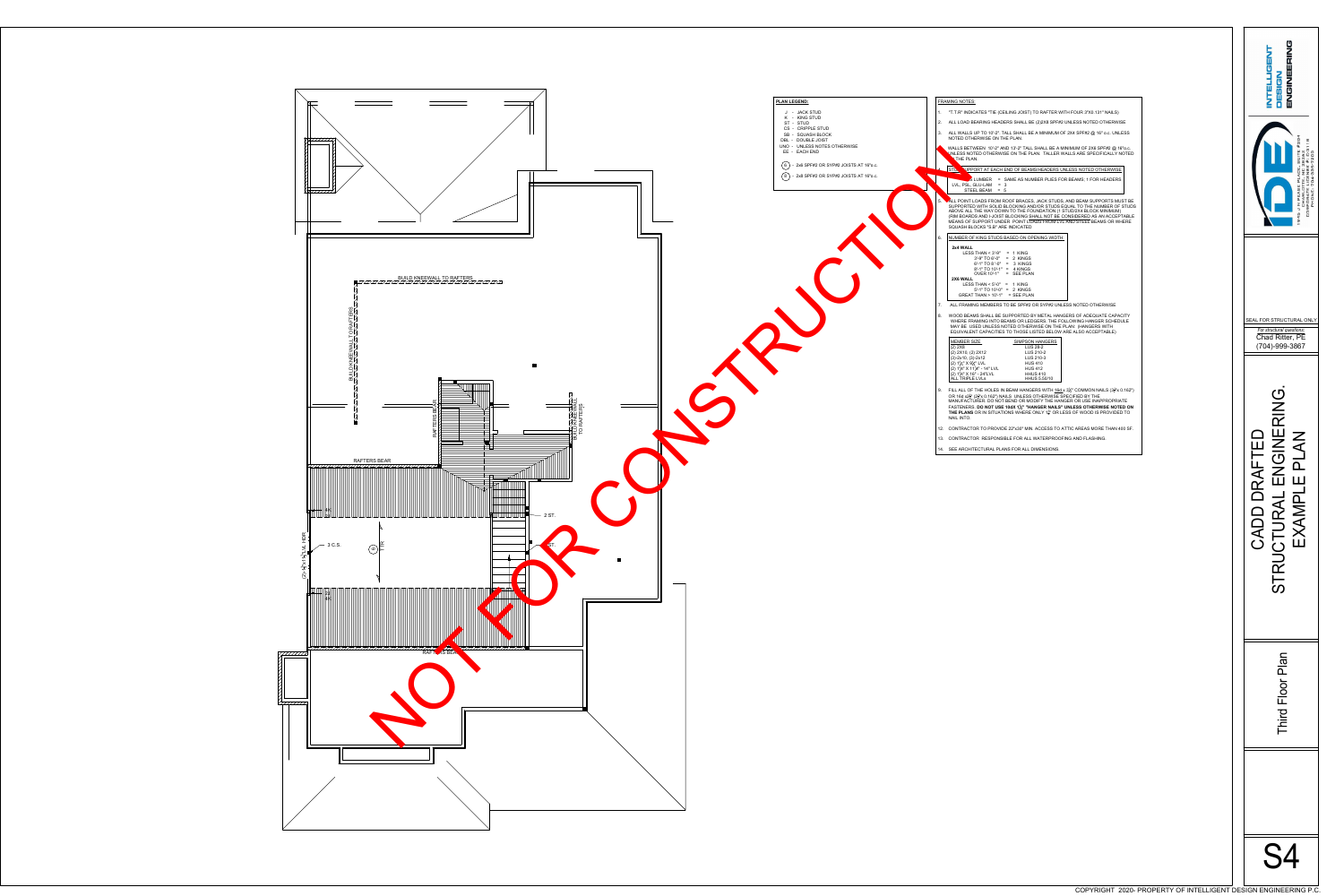NOT FOR CONSTRUCTION

BUILD KNEEWALL TO RAFTERS

BUILD KNEEWALL TO RAFTERS

RAFTERS BEAR

RAFTERS BEAR

BUILD KNEEWALL TO RAFTERS

2 ST.

3 C.S.

RAFTERS BEAR

## PLAN LEGEND:

- J - JACK STUD
- K - KING STUD
- ST - STUD
- CS - CRIPPLE STUD
- SB - SQUASH BLOCK
- DBL - DOUBLE JOIST
- UNO - UNLESS NOTED OTHERWISE
- EE - EACH END
- (6) - 2x6 SPF#2 OR SYP#2 JOISTS AT 16"o.c.
- (8) - 2x8 SPF#2 OR SYP#2 JOISTS AT 16"o.c.

## FRAMING NOTES:

1. "T.T.R" INDICATES "TIE (CEILING JOIST) TO RAFTER WITH FOUR 3"X0.131" NAILS)
2. ALL LOAD BEARING HEADERS SHALL BE (2)2X8 SPF#2 UNLESS NOTED OTHERWISE
3. ALL WALLS UP TO 10'-2" TALL SHALL BE A MINIMUM OF 2X4 SPF#2 @ 16" o.c. UNLESS NOTED OTHERWISE ON THE PLAN.
4. WALLS BETWEEN 10'-2" AND 13'-2" TALL SHALL BE A MINIMUM OF 2X6 SPF#2 @ 16"o.c. UNLESS NOTED OTHERWISE ON THE PLAN. TALLER WALLS ARE SPECIFICALLY NOTED ON THE PLAN.
5. STUD SUPPORT AT EACH END OF BEAMS/HEADERS UNLESS NOTED OTHERWISE
   - DIMENSIONAL LUMBER = SAME AS NUMBER PLIES FOR BEAMS; 1 FOR HEADERS
   - LVL, PSL, GLU-LAM = 3
   - STEEL BEAM = 5
6. ALL POINT LOADS FROM ROOF BRACES, JACK STUDS, AND BEAM SUPPORTS MUST BE SUPPORTED WITH SOLID BLOCKING AND/OR STUDS EQUAL TO THE NUMBER OF STUDS ABOVE ALL THE WAY DOWN TO THE FOUNDATION (1 STUD/2X4 BLOCK MINIMUM) (RIM BOARDS AND I-JOIST BLOCKING SHALL NOT BE CONSIDERED AS AN ACCEPTABLE MEANS OF SUPPORT UNDER POINT LOADS FROM LVL AND STEEL BEAMS OR WHERE SQUASH BLOCKS "S.B" ARE INDICATED
6. NUMBER OF KING STUDS BASED ON OPENING WIDTH:

**2x4 WALL**

| | |
|---|---|
| LESS THAN < 3'-0" | = 1 KING |
| 3'-0" TO 6'-0" | = 2 KINGS |
| 6'-1" TO 8'-0" | = 3 KINGS |
| 8'-1" TO 10'-1" | = 4 KINGS |
| OVER 10'-1" | = SEE PLAN |

**2X6 WALL**

| | |
|---|---|
| LESS THAN < 5'-0" | = 1 KING |
| 5'-1" TO 10'-0" | = 2 KINGS |
| GREAT THAN > 10'-1" | = SEE PLAN |

7. ALL FRAMING MEMBERS TO BE SPF#2 OR SYP#2 UNLESS NOTED OTHERWISE
8. WOOD BEAMS SHALL BE SUPPORTED BY METAL HANGERS OF ADEQUATE CAPACITY WHERE FRAMING INTO BEAMS OR LEDGERS. THE FOLLOWING HANGER SCHEDULE MAY BE USED UNLESS NOTED OTHERWISE ON THE PLAN. (HANGERS WITH EQUIVALENT CAPACITIES TO THOSE LISTED BELOW ARE ALSO ACCEPTABLE)

| MEMBER SIZE | SIMPSON HANGERS |
|---|---|
| (2) 2X8 | LUS 28-2 |
| (2) 2X10, (2) 2X12 | LUS 210-2 |
| (3) 2X10, (3) 2X12 | LUS 210-3 |
| (2) 1¾" X 9¼" LVL | HUS 410 |
| (2) 1¾" X 11⅞" - 14" LVL | HUS 412 |
| (2) 1¾" X 16" - 24" LVL | HHUS 410 |
| ALL TRIPLE LVLs | HHUS 5.50/10 |

9. FILL ALL OF THE HOLES IN BEAM HANGERS WITH 16d x 3½" COMMON NAILS (3½"x 0.162") OR 10d x 3" (3"x 0.162") NAILS UNLESS OTHERWISE SPECIFIED BY THE MANUFACTURER. DO NOT BEND OR MODIFY THE HANGER OR USE INAPPROPRIATE FASTENERS. **DO NOT USE 10dX 1½" "HANGER NAILS" UNLESS OTHERWISE NOTED ON THE PLANS** OR IN SITUATIONS WHERE ONLY 1½" OR LESS OF WOOD IS PROVIDED TO NAIL INTO.
12. CONTRACTOR TO PROVIDE 22"x30" MIN. ACCESS TO ATTIC AREAS MORE THAN 400 SF.
13. CONTRACTOR RESPONSIBLE FOR ALL WATERPROOFING AND FLASHING.
14. SEE ARCHITECTURAL PLANS FOR ALL DIMENSIONS.

INTELLIGENT DESIGN ENGINEERING

SEAL FOR STRUCTURAL ONLY

For structural questions:
Chad Ritter, PE
(704)-999-3867

CADD DRAFTED STRUCTURAL ENGINERING. EXAMPLE PLAN

Third Floor Plan

S4

COPYRIGHT 2020- PROPERTY OF INTELLIGENT DESIGN ENGINEERING P.C.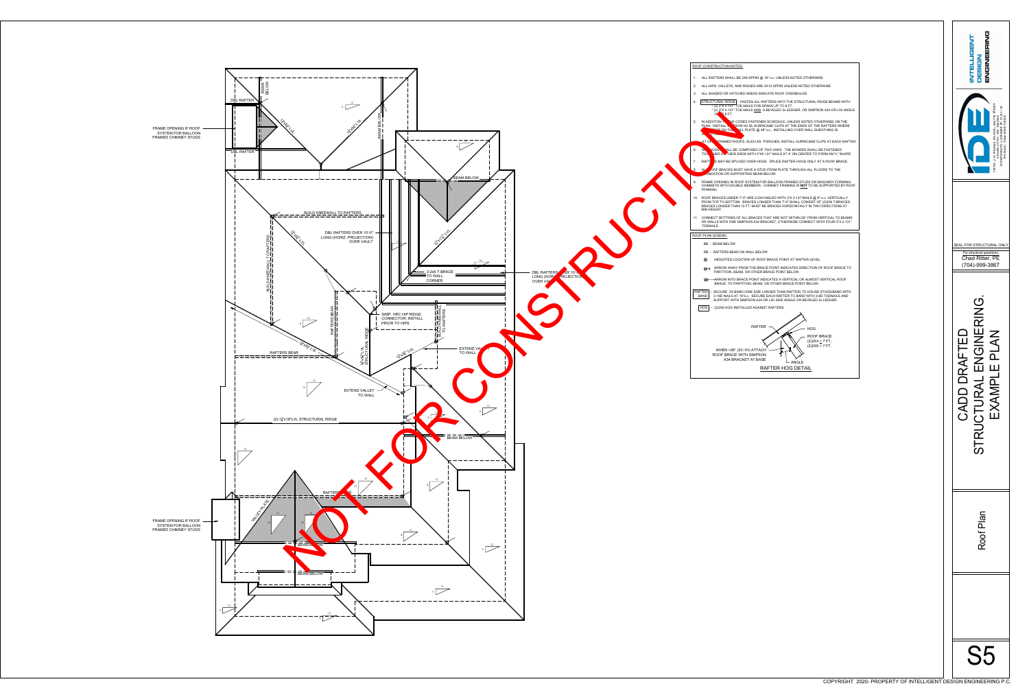## ROOF CONSTRUCTION NOTES:

1. ALL RAFTERS SHALL BE 2X6 SPF#2 @ 16" o.c. UNLESS NOTED OTHERWISE
2. ALL HIPS, VALLEYS, AND RIDGES ARE 2X10 SPF#2 UNLESS NOTED OTHERWISE
3. ALL SHADED OR HATCHED AREAS INDICATE ROOF OVERBUILDS
4. STRUCTURAL RIDGE - FASTEN ALL RAFTERS INTO THE STRUCTURAL RIDGE BEAMS WITH:
   - (3) 3"X 0.131" TOE-NAILS FOR SPANS UP TO 8 FT.
   - (3) 3"X 0.131" TOE-NAILS AND A BEVELED 2x LEDGER, OR SIMPSON A34 OR L50 ANGLE OVER 8 FT.
5. IN ADDITION TO THE CODES FASTENER SCHEDULE, UNLESS NOTED OTHERWISE ON THE PLAN: INSTALL SIMPSON H2.5A HURRICANE CLIPS AT THE ENDS OF THE RAFTERS WHERE ... ON THE WALL PLATE @ 48" o.c. INSTALLING OVER WALL SHEATHING IS ...

   AT OPEN FRAMED ROOFS, SUCH AS PORCHES, INSTALL HURRICANE CLIPS AT EACH RAFTER.
6. ALL HOGS SHALL BE COMPOSED OF TWO 2X6'S. THE BOARDS SHALL BE FASTENED TOGETHER AT THEIR ENDS WITH 3"X0.131"NAILS AT 4" ON CENTER TO FORM AN "L" SHAPE.
7. RAFTERS MAY BE SPLICED OVER HOGS. SPLICE RAFTER HOGS ONLY AT A ROOF BRACE.
8. ALL ROOF BRACES MUST HAVE A STUD FROM PLATE THROUGH ALL FLOORS TO THE FOUNDATION OR SUPPORTING BEAM BELOW.
9. FRAME OPENING IN ROOF SYSTEM FOR BALLOON FRAMED STUDS OR MASONRY FORMING CHIMNEYS WITH DOUBLE MEMBERS. CHIMNEY FRAMING IS **NOT** TO BE SUPPORTED BY ROOF FRAMING.
10. ROOF BRACES UNDER 7'-0" ARE 2-2X4 NAILED WITH 3"X 0.131"NAILS @ 6" o.c. VERTICALLY FROM TOP TO BOTTOM. BRACES LONGER THAN 7'-0" SHALL CONSIST OF (2)2X6 T-BRACES. BRACES LONGER THAN 12 FT. MUST BE BRACED HORIZONTALLY IN TWO DIRECTIONS AT MID-HEIGHT.
11. CONNECT BOTTOMS OF ALL BRACES THAT ARE NOT WITHIN 26° FROM VERTICAL TO BEAMS OR WALLS WITH ONE SIMPSON A34 BRACKET, OTHERWISE CONNECT WITH FOUR 3"X 0.131" TOENAILS.

## ROOF PLAN LEGEND:

- BB - BEAM BELOW
- RB - RAFTERS BEAR ON WALL BELOW
- ⊗ - INDICATES LOCATION OF ROOF BRACE POINT AT RAFTER LEVEL
- ⊗→ - ARROW AWAY FROM THE BRACE POINT INDICATES DIRECTION OF ROOF BRACE TO PARTITION, BEAM, OR OTHER BRACE POINT BELOW.
- ⊗← - ARROW INTO BRACE POINT INDICATES A VERTICAL OR ALMOST VERTICAL ROOF BRACE TO PARTITION, BEAM, OR OTHER BRACE POINT BELOW.
- RAFTER BAND - SECURE 2X BAND (ONE SIZE LARGER THAN RAFTER) TO HOUSE STUDS/BAND WITH 3-16D NAILS AT 16"o.c. SECURE EACH RAFTER TO BAND WITH 3-8D TOENAILS AND SUPPORT WITH SIMPSON A34 OR L50 SIDE ANGLE OR BEVELED 2x LEDGER.
- HOG - (2)2X6 HOG INSTALLED AGAINST RAFTERS.

RAFTER HOG DETAIL: RAFTER; HOG; ROOF BRACE (2)2X4 ≤ 7 FT., (2)2X6 > 7 FT.; WHEN ≠26° (2V:1H) ATTACH ROOF BRACE WITH SIMPSON A34 BRACKET AT BASE; ANGLE

## Plan Labels

FRAME OPENING IF ROOF SYSTEM FOR BALLOON FRAMED CHIMNEY STUDS; DBL RAFTER; BEAM BELOW; 1¾"x9¼" LVL; BUILD KNEEWALL TO RAFTERS; DBL RAFTERS OVER 10'-0" LONG (HORIZ. PROJECTION) OVER VAULT; 3-2x6 T-BRACE TO WALL CORNER; SIMP. HRC HIP RIDGE CONNECTOR; INSTALL PRIOR TO HIPS; RAFTERS BEAR; 1¾"x14" LVL STRUCTURAL RIDGE; 1¾"x11¼" LVL; EXTEND VALLEY TO WALL; (2)-1¾"x18"LVL STRUCTURAL RIDGE; FRAME OPENING IF ROOF SYSTEM FOR BALLOON FRAMED CHIMNEY STUDS; RAFTER BAND; BEAM BELOW

NOT FOR CONSTRUCTION

INTELLIGENT DESIGN ENGINEERING

SEAL FOR STRUCTURAL ONLY
For structural questions: Chad Ritter, PE (704)-999-3867

CADD DRAFTED STRUCTURAL ENGINERING EXAMPLE PLAN

Roof Plan

S5

COPYRIGHT 2020- PROPERTY OF INTELLIGENT DESIGN ENGINEERING P.C.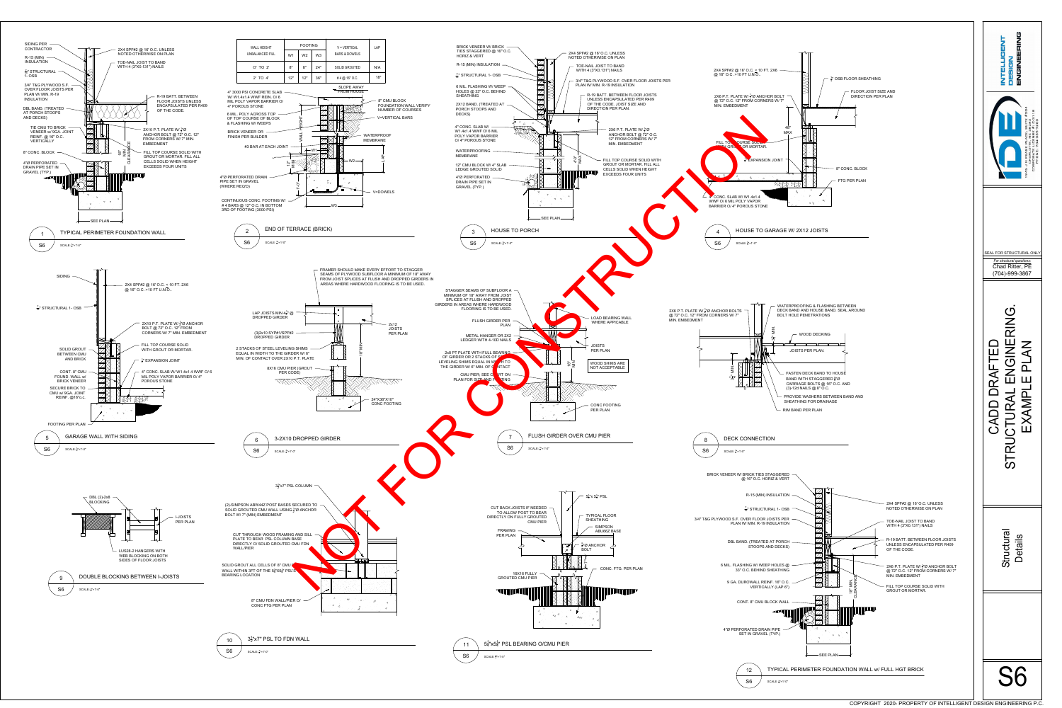# STRUCTURAL DETAILS — CADD DRAFTED STRUCTURAL ENGINEERING EXAMPLE PLAN

NOT FOR CONSTRUCTION

## 1 — TYPICAL PERIMETER FOUNDATION WALL (S6)

SCALE: 3/4"=1'-0"

- SIDING PER CONTRACTOR
- R-15 (MIN) INSULATION
- 1/2" STRUCTURAL 1- OSB
- 3/4" T&G PLYWOOD S.F. OVER FLOOR JOISTS PER PLAN W/ MIN. R-19 INSULATION
- DBL BAND. (TREATED AT PORCH STOOPS AND DECKS)
- TIE CMU TO BRICK VENEER w/ 9GA. JOINT REINF. @ 16" O.C. VERTICALLY
- 8" CONC. BLOCK
- 4"Ø PERFORATED DRAIN PIPE SET IN GRAVEL (TYP.)
- 2X4 SPF#2 @ 16" O.C. UNLESS NOTED OTHERWISE ON PLAN
- TOE-NAIL JOIST TO BAND WITH 4 (3"X0.131") NAILS
- R-19 BATT. BETWEEN FLOOR JOISTS UNLESS ENCAPSULATED PER R409 OF THE CODE.
- 2X10 P.T. PLATE W/ 1/2"Ø ANCHOR BOLT @ 72" O.C. 12" FROM CORNERS W/ 7" MIN. EMBEDMENT
- 18" MIN CLEARANCE
- FILL TOP COURSE SOLID WITH GROUT OR MORTAR. FILL ALL CELLS SOLID WHEN HEIGHT EXCEEDS FOUR UNITS
- SEE PLAN

## 2 — END OF TERRACE (BRICK) (S6)

SCALE: 3/4"=1'-0"

| WALL HEIGHT UNBALANCED FILL | FOOTING W1 | FOOTING W2 | FOOTING W3 | V = VERTICAL BARS & DOWELS | LAP |
|---|---|---|---|---|---|
| 0' TO 2' | 8" | 8" | 24" | SOLID GROUTED | N/A |
| 2' TO 4' | 12" | 12" | 36" | # 4 @ 16" O.C. | 18" |

- 4" 3000 PSI CONCRETE SLAB W/ W1.4x1.4 WWF REIN. O/ 6 MIL POLY VAPOR BARRIER O/ 4" POROUS STONE
- 6 MIL. POLY ACROSS TOP OF TOP COURSE OF BLOCK & FLASHING W/ WEEPS
- BRICK VENEER OR FINISH PER BUILDER
- #3 BAR AT EACH JOINT
- 4"Ø PERFORATED DRAIN PIPE SET IN GRAVEL (WHERE REQ'D)
- CONTINUOUS CONC. FOOTING W/ # 4 BARS @ 12" O.C. IN BOTTOM 3RD OF FOOTING (3000 PSI)
- SLOPE AWAY FROM HOUSE
- 8" CMU BLOCK FOUNDATION WALL VERIFY NUMBER OF COURSES
- V=VERTICAL BARS
- WATERPROOF MEMBRANE
- V=DOWELS
- WALL HEIGHT; W1; W2; W3; 12" MIN; 8"; L

## 3 — HOUSE TO PORCH (S6)

SCALE: 3/4"=1'-0"

- BRICK VENEER W/ BRICK TIES STAGGERED @ 16" O.C. HORIZ & VERT
- R-15 (MIN) INSULATION
- 1/2" STRUCTURAL 1- OSB
- 6 MIL. FLASHING W/ WEEP HOLES @ 33" O.C. BEHIND SHEATHING
- 2X12 BAND. (TREATED AT PORCH STOOPS AND DECKS)
- 4" CONC. SLAB W/ W1.4x1.4 WWF O/ 6 MIL POLY VAPOR BARRIER O/ 4" POROUS STONE
- WATERPROOFING MEMBRANE
- 12" CMU BLOCK W/ 4" SLAB LEDGE GROUTED SOLID
- 4"Ø PERFORATED DRAIN PIPE SET IN GRAVEL (TYP.)
- 2X4 SPF#2 @ 16" O.C. UNLESS NOTED OTHERWISE ON PLAN
- TOE-NAIL JOIST TO BAND WITH 4 (3"X0.131") NAILS
- 3/4" T&G PLYWOOD S.F. OVER FLOOR JOISTS PER PLAN W/ MIN. R-19 INSULATION
- R-19 BATT. BETWEEN FLOOR JOISTS UNLESS ENCAPSULATED PER R409 OF THE CODE. JOIST SIZE AND DIRECTION PER PLAN.
- 2X6 P.T. PLATE W/ 1/2"Ø ANCHOR BOLT @ 72" O.C. 12" FROM CORNERS W/ 7" MIN. EMBEDMENT
- 4'-0" MAX
- FILL TOP COURSE SOLID WITH GROUT OR MORTAR. FILL ALL CELLS SOLID WHEN HEIGHT EXCEEDS FOUR UNITS
- SEE PLAN

## 4 — HOUSE TO GARAGE W/ 2X12 JOISTS (S6)

SCALE: 3/4"=1'-0"

- 2X4 SPF#2 @ 16" O.C. ≤ 10 FT. 2X6 @ 16" O.C. >10 FT U.N.O.
- 2X6 P.T. PLATE W/ 1/2"Ø ANCHOR BOLT @ 72" O.C. 12" FROM CORNERS W/ 7" MIN. EMBEDMENT
- 3/4" OSB FLOOR SHEATHING
- FLOOR JOIST SIZE AND DIRECTION PER PLAN
- 48" MAX
- FILL TOP COURSE SOLID WITH GROUT OR MORTAR.
- 1/2" EXPANSION JOINT
- 8" CONC. BLOCK
- FTG PER PLAN
- 4" CONC. SLAB W/ W1.4x1.4 WWF O/ 6 MIL POLY VAPOR BARRIER O/ 4" POROUS STONE

## 5 — GARAGE WALL WITH SIDING (S6)

SCALE: 3/4"=1'-0"

- SIDING
- 1/2" STRUCTURAL 1- OSB
- SOLID GROUT BETWEEN CMU AND BRICK
- CONT. 8" CMU FOUND. WALL w/ BRICK VENEER
- SECURE BRICK TO CMU w/ 9GA. JOINT REINF. @16"o.c.
- FOOTING PER PLAN
- 2X4 SPF#2 @ 16" O.C. ≤ 10 FT. 2X6 @ 16" O.C. > 10 FT U.N.O.
- 2X10 P.T. PLATE W/ 1/2"Ø ANCHOR BOLT @ 72" O.C. 12" FROM CORNERS W/ 7" MIN. EMBEDMENT
- FILL TOP COURSE SOLID WITH GROUT OR MORTAR.
- 1/2" EXPANSION JOINT
- 4" CONC. SLAB W/ W1.4x1.4 WWF O/ 6 MIL POLY VAPOR BARRIER O/ 4" POROUS STONE

## 6 — 3-2X10 DROPPED GIRDER (S6)

SCALE: 3/4"=1'-0"

- FRAMER SHOULD MAKE EVERY EFFORT TO STAGGER SEAMS OF PLYWOOD SUBFLOOR A MINIMUM OF 18" AWAY FROM JOIST SPLICES AT FLUSH AND DROPPED GIRDERS IN AREAS WHERE HARDWOOD FLOORING IS TO BE USED.
- LAP JOISTS MIN 4 1/2" @ DROPPED GIRDER
- (3)2x10 SYP#1/SPF#2 DROPPED GIRDER
- 2 STACKS OF STEEL LEVELING SHIMS EQUAL IN WIDTH TO THE GIRDER W/ 6" MIN. OF CONTACT OVER 2X10 P.T. PLATE
- 8X16 CMU PIER (GROUT PER CODE)
- 2x12 JOISTS PER PLAN
- 18" MIN
- 24"X30"X10" CONC FOOTING

## 7 — FLUSH GIRDER OVER CMU PIER (S6)

SCALE: 3/4"=1'-0"

- STAGGER SEAMS OF SUBFLOOR A MINIMUM OF 18" AWAY FROM JOIST SPLICES AT FLUSH AND DROPPED GIRDERS IN AREAS WHERE HARDWOOD FLOORING IS TO BE USED.
- FLUSH GIRDER PER PLAN
- METAL HANGER OR 2X2 LEDGER WITH 4-10D NAILS
- 2x6 PT PLATE WITH FULL BEARING OF GIRDER OR 2 STACKS OF STEEL LEVELING SHIMS EQUAL IN WIDTH TO THE GIRDER W/ 6" MIN. OF CONTACT
- CMU PIER; SEE CHART ON PLAN FOR SIZE AND FOOTING
- LOAD BEARING WALL WHERE APPLICABLE
- JOISTS PER PLAN
- WOOD SHIMS ARE NOT ACCEPTABLE
- 18" MIN
- CONC FOOTING PER PLAN

## 8 — DECK CONNECTION (S6)

SCALE: 3/4"=1'-0"

- 2X6 P.T. PLATE W/ 1/2"Ø ANCHOR BOLTS @ 72" O.C. 12" FROM CORNERS W/ 7" MIN. EMBEDMENT
- WATERPROOFING & FLASHING BETWEEN DECK BAND AND HOUSE BAND. SEAL AROUND BOLT HOLE PENETRATIONS
- 12" MIN
- WOOD DECKING
- JOISTS PER PLAN.
- 36" MIN
- FASTEN DECK BAND TO HOUSE BAND WITH STAGGERED 1/2"Ø CARRIAGE BOLTS @ 16" O.C. AND (3)-12d NAILS @ 8" O.C.
- PROVIDE WASHERS BETWEEN BAND AND SHEATHING FOR DRAINAGE
- RIM BAND PER PLAN

## 9 — DOUBLE BLOCKING BETWEEN I-JOISTS (S6)

SCALE: 3/4"=1'-0"

- DBL (2)-2x8 BLOCKING
- I-JOISTS PER PLAN
- LUS28-2 HANGERS WITH WEB BLOCKING ON BOTH SIDES OF FLOOR JOISTS

## 10 — 3 1/2"x7" PSL TO FDN WALL (S6)

SCALE: 3/4"=1'-0"

- 3 1/2"x7" PSL COLUMN
- (2)-SIMPSON ABW44Z POST BASES SECURED TO SOLID GROUTED CMU WALL USING 5/8"Ø ANCHOR BOLT W/ 7" (MIN) EMBEDMENT
- CUT THROUGH WOOD FRAMING AND SILL PLATE TO BEAR PSL COLUMN BASE DIRECTLY O/ SOLID GROUTED CMU FDN WALL/PIER
- SOLID GROUT ALL CELLS OF 8" CMU WALL WITHIN 3FT OF THE 5 1/4"x5 1/4" PSL'S BEARING LOCATION
- 8" CMU FDN WALL/PIER O/ CONC FTG PER PLAN

## 11 — 5 1/4"x5 1/4" PSL BEARING O/CMU PIER (S6)

SCALE: 3/4"=1'-0"

- 5 1/4"x 5 1/4" PSL
- CUT BACK JOISTS IF NEEDED TO ALLOW POST TO BEAR DIRECTLY ON FULLY GROUTED CMU PIER
- FRAMING PER PLAN
- TYPICAL FLOOR SHEATHING
- SIMPSON ABU66Z BASE
- 5/8"Ø ANCHOR BOLT
- 16X16 FULLY GROUTED CMU PIER
- CONC. FTG. PER PLAN

## 12 — TYPICAL PERIMETER FOUNDATION WALL w/ FULL HGT BRICK (S6)

SCALE: 3/4"=1'-0"

- BRICK VENEER W/ BRICK TIES STAGGERED @ 16" O.C. HORIZ & VERT
- R-15 (MIN) INSULATION
- 1/2" STRUCTURAL 1- OSB
- 3/4" T&G PLYWOOD S.F. OVER FLOOR JOISTS PER PLAN W/ MIN. R-19 INSULATION
- DBL BAND. (TREATED AT PORCH STOOPS AND DECKS)
- 6 MIL. FLASHING W/ WEEP HOLES @ 33" O.C. BEHIND SHEATHING
- 9 GA. DUROWALL REINF. 16" O.C. VERTICALLY (LAP 6")
- CONT. 8" CMU BLOCK WALL
- 4"Ø PERFORATED DRAIN PIPE SET IN GRAVEL (TYP.)
- 2X4 SPF#2 @ 16" O.C. UNLESS NOTED OTHERWISE ON PLAN
- TOE-NAIL JOIST TO BAND WITH 4 (3"X0.131") NAILS
- R-19 BATT. BETWEEN FLOOR JOISTS UNLESS ENCAPSULATED PER R409 OF THE CODE.
- 2X6 P.T. PLATE W/ 1/2"Ø ANCHOR BOLT @ 72" O.C. 12" FROM CORNERS W/ 7" MIN. EMBEDMENT
- 18" MIN CLEARANCE
- FILL TOP COURSE SOLID WITH GROUT OR MORTAR.
- SEE PLAN

---

INTELLIGENT DESIGN ENGINEERING

1 6 4 5 J. H. PRESTON PKWY, SUITE #204, CHARLOTTE, NC 28262, CORPORATE LICENSE #: C-3118, PHONE: (704) 999-3867

SEAL FOR STRUCTURAL ONLY

For structural questions: Chad Ritter, PE (704)-999-3867

CADD DRAFTED STRUCTURAL ENGINERING. EXAMPLE PLAN

Structural Details

S6

COPYRIGHT 2020- PROPERTY OF INTELLIGENT DESIGN ENGINEERING P.C.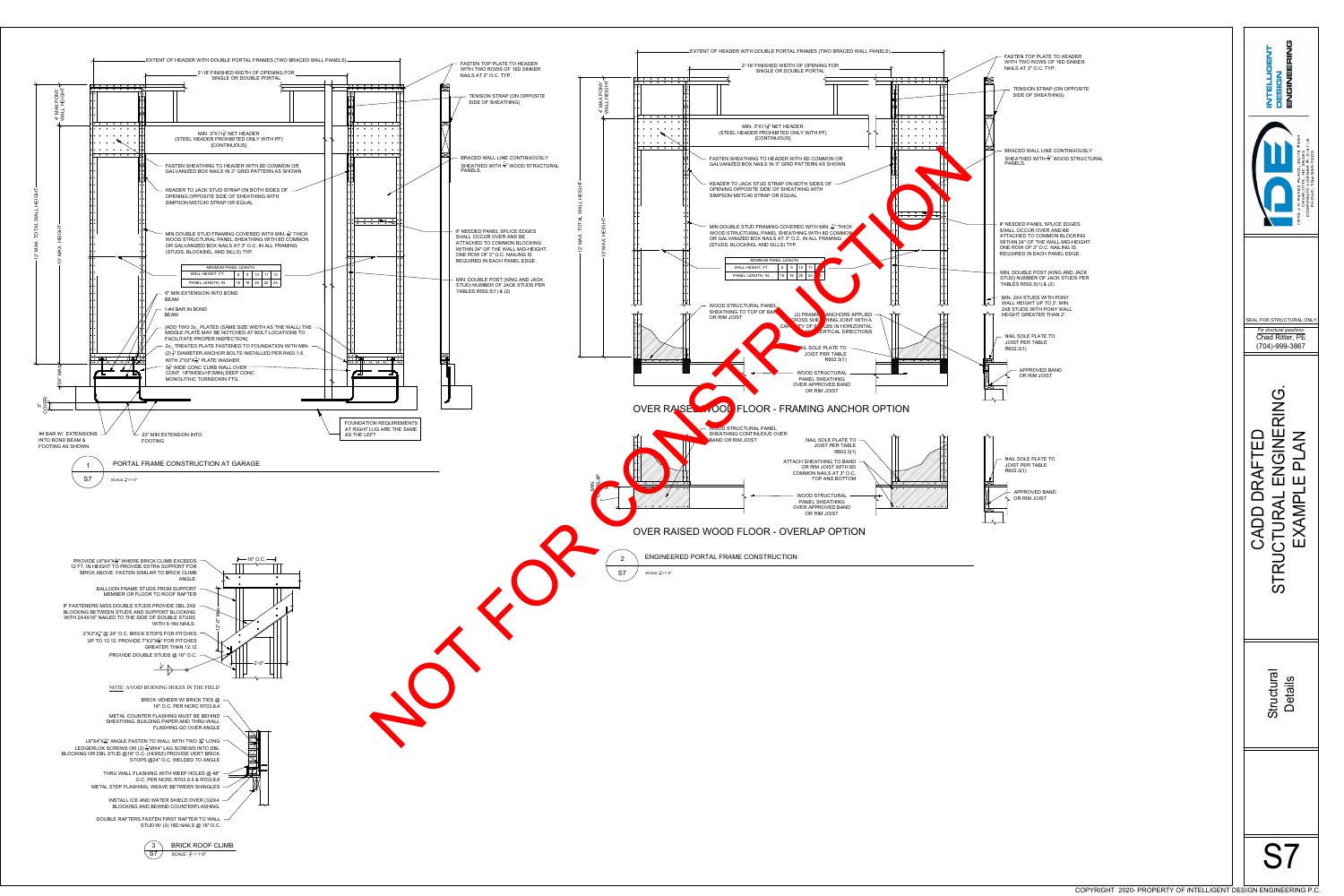# PORTAL FRAME CONSTRUCTION AT GARAGE

EXTENT OF HEADER WITH DOUBLE PORTAL FRAMES (TWO BRACED WALL PANELS)

2'-18' FINISHED WIDTH OF OPENING FOR SINGLE OR DOUBLE PORTAL

4' MAX PONY WALL HEIGHT

12' MAX. TOTAL WALL HEIGHT

10' MAX. HEIGHT

24" MAX

3" COVER

MIN. 3"X11¼" NET HEADER (STEEL HEADER PROHIBITED ONLY WITH PF) [CONTINUOUS]

FASTEN SHEATHING TO HEADER WITH 8D COMMON OR GALVANIZED BOX NAILS IN 3" GRID PATTERN AS SHOWN

HEADER TO JACK STUD STRAP ON BOTH SIDES OF OPENING OPPOSITE SIDE OF SHEATHING WITH SIMPSON MSTC40 STRAP OR EQUAL

MIN DOUBLE STUD FRAMING COVERED WITH MIN. 7/16" THICK WOOD STRUCTURAL PANEL SHEATHING WITH 8D COMMON OR GALVANIZED BOX NAILS AT 3" O.C. IN ALL FRAMING (STUDS, BLOCKING, AND SILLS) TYP.

MINIMUM PANEL LENGTH

| | | | | | |
|---|---|---|---|---|---|
| WALL HEIGHT, FT. | 8 | 9 | 10 | 11 | 12 |
| PANEL LENGTH, IN. | 16 | 18 | 20 | 22 | 24 |

6" MIN EXTENSION INTO BOND BEAM

1-#4 BAR IN BOND BEAM

[ADD TWO 2x_ PLATES (SAME SIZE WIDTH AS THE WALL) THE MIDDLE PLATE MAY BE NOTCHED AT BOLT LOCATIONS TO FACILITATE PROPER INSPECTION]

2x_ TREATED PLATE FASTENED TO FOUNDATION WITH MIN. (2) ½" DIAMETER ANCHOR BOLTS INSTALLED PER R403.1.6 WITH 2"X2"X3/16" PLATE WASHER

5/8" WIDE CONC CURB WALL OVER CONT. 18"WIDEx16"(MIN) DEEP CONC MONOLITHIC TURNDOWN FTG.

#4 BAR W/ EXTENSIONS INTO BOND BEAM & FOOTING AS SHOWN

20" MIN EXTENSION INTO FOOTING

FOUNDATION REQUIREMENTS AT RIGHT LUG ARE THE SAME AS THE LEFT

FASTEN TOP PLATE TO HEADER WITH TWO ROWS OF 16D SINKER NAILS AT 3" O.C. TYP.

TENSION STRAP (ON OPPOSITE SIDE OF SHEATHING)

BRACED WALL LINE CONTINUOUSLY SHEATHED WITH 7/16" WOOD STRUCTURAL PANELS.

IF NEEDED PANEL SPLICE EDGES SHALL OCCUR OVER AND BE ATTACHED TO COMMON BLOCKING WITHIN 24" OF THE WALL MID-HEIGHT. ONE ROW OF 3" O.C. NAILING IS REQUIRED IN EACH PANEL EDGE.

MIN. DOUBLE POST (KING AND JACK STUD) NUMBER OF JACK STUDS PER TABLES R502.5(1) & (2)

1 / S7 — PORTAL FRAME CONSTRUCTION AT GARAGE — SCALE: ½"=1'-0"

# ENGINEERED PORTAL FRAME CONSTRUCTION

EXTENT OF HEADER WITH DOUBLE PORTAL FRAMES (TWO BRACED WALL PANELS)

2'-18' FINISHED WIDTH OF OPENING FOR SINGLE OR DOUBLE PORTAL

4' MAX PONY WALL HEIGHT

12' MAX. TOTAL WALL HEIGHT

10' MAX. HEIGHT

MIN. 3"X11¼" NET HEADER (STEEL HEADER PROHIBITED ONLY WITH PF) [CONTINUOUS]

FASTEN SHEATHING TO HEADER WITH 8D COMMON OR GALVANIZED BOX NAILS IN 3" GRID PATTERN AS SHOWN

HEADER TO JACK STUD STRAP ON BOTH SIDES OF OPENING OPPOSITE SIDE OF SHEATHING WITH SIMPSON MSTC40 STRAP OR EQUAL

MIN DOUBLE STUD FRAMING COVERED WITH MIN. 7/16" THICK WOOD STRUCTURAL PANEL SHEATHING WITH 8D COMMON OR GALVANIZED BOX NAILS AT 3" O.C. IN ALL FRAMING (STUDS, BLOCKING, AND SILLS) TYP.

MINIMUM PANEL LENGTH

| | | | | | |
|---|---|---|---|---|---|
| WALL HEIGHT, FT. | 8 | 9 | 10 | 11 | 12 |
| PANEL LENGTH, IN. | 16 | 18 | 20 | 22 | 24 |

WOOD STRUCTURAL PANEL SHEATHING TO TOP OF BAND OR RIM JOIST

(2) FRAMING ANCHORS APPLIED CROSS SHEATHING JOINT WITH A CAPACITY OF 670 LBS IN HORIZONTAL AND VERTICAL DIRECTIONS

NAIL SOLE PLATE TO JOIST PER TABLE R602.3(1)

WOOD STRUCTURAL PANEL SHEATHING OVER APPROVED BAND OR RIM JOIST

FASTEN TOP PLATE TO HEADER WITH TWO ROWS OF 16D SINKER NAILS AT 3" O.C. TYP.

TENSION STRAP (ON OPPOSITE SIDE OF SHEATHING)

BRACED WALL LINE CONTINUOUSLY SHEATHED WITH 7/16" WOOD STRUCTURAL PANELS.

IF NEEDED PANEL SPLICE EDGES SHALL OCCUR OVER AND BE ATTACHED TO COMMON BLOCKING WITHIN 24" OF THE WALL MID-HEIGHT. ONE ROW OF 3" O.C. NAILING IS REQUIRED IN EACH PANEL EDGE.

MIN. DOUBLE POST (KING AND JACK STUD) NUMBER OF JACK STUDS PER TABLES R502.5(1) & (2)

MIN. 2X4 STUDS WITH PONY WALL HEIGHT UP TO 2'. MIN. 2X6 STUDS WITH PONY WALL HEIGHT GREATER THAN 2'.

NAIL SOLE PLATE TO JOIST PER TABLE R602.3(1)

APPROVED BAND OR RIM JOIST

## OVER RAISED WOOD FLOOR - FRAMING ANCHOR OPTION

WOOD STRUCTURAL PANEL SHEATHING CONTINUOUS OVER BAND OR RIM JOIST

NAIL SOLE PLATE TO JOIST PER TABLE R602.3(1)

ATTACH SHEATHING TO BAND OR RIM JOIST WITH 8D COMMON NAILS AT 3" O.C. TOP AND BOTTOM

WOOD STRUCTURAL PANEL SHEATHING OVER APPROVED BAND OR RIM JOIST

MIN. 48" LAP

NAIL SOLE PLATE TO JOIST PER TABLE R602.3(1)

APPROVED BAND OR RIM JOIST

## OVER RAISED WOOD FLOOR - OVERLAP OPTION

2 / S7 — ENGINEERED PORTAL FRAME CONSTRUCTION — SCALE: ½"=1'-0"

# BRICK ROOF CLIMB

PROVIDE L6"X4"X5/16" WHERE BRICK CLIMB EXCEEDS 12 FT. IN HEIGHT TO PROVIDE EXTRA SUPPORT FOR BRICK ABOVE. FASTEN SIMILAR TO BRICK CLIMB ANGLE.

BALLOON FRAME STUDS FROM SUPPORT MEMBER OR FLOOR TO ROOF RAFTER

IF FASTENERS MISS DOUBLE STUDS PROVIDE DBL 2X8 BLOCKING BETWEEN STUDS AND SUPPORT BLOCKING WITH 2X4X16" NAILED TO THE SIDE OF DOUBLE STUDS WITH 5-16d NAILS.

3"X3"X¼" @ 24" O.C. BRICK STOPS FOR PITCHES UP TO 12:12. PROVIDE 7"X3"X¼" FOR PITCHES GREATER THAN 12:12

PROVIDE DOUBLE STUDS @ 16" O.C.

16" O.C.

12'-0" MAX.

2'-0"

NOTE: AVOID BURNING HOLES IN THE FIELD

BRICK VENEER W/ BRICK TIES @ 16" O.C. PER NCRC R703.8.4

METAL COUNTER FLASHING MUST BE BEHIND SHEATHING. BUILDING PAPER AND THRU-WALL FLASHING GO OVER ANGLE

L6"X4"X5/16" ANGLE FASTEN TO WALL WITH TWO ⅜" LONG LEDGERLOK SCREWS OR (2) ½"Ø X4" LAG SCREWS INTO DBL BLOCKING OR DBL STUD @16" O.C. (HORIZ) PROVIDE VERT BRICK STOPS @24" O.C. WELDED TO ANGLE

THRU WALL FLASHING WITH WEEP HOLES @ 48" O.C. PER NCRC R703.8.5 & R703.8.6

METAL STEP FLASHING, WEAVE BETWEEN SHINGLES

INSTALL ICE AND WATER SHIELD OVER (3)2X4 BLOCKING AND BEHIND COUNTERFLASHING

DOUBLE RAFTERS FASTEN FIRST RAFTER TO WALL STUD W/ (3) 16D NAILS @ 16" O.C.

3 / S7 — BRICK ROOF CLIMB — SCALE: ½" = 1'-0"

NOT FOR CONSTRUCTION

INTELLIGENT DESIGN ENGINEERING

SEAL FOR STRUCTURAL ONLY

For structural questions: Chad Ritter, PE (704)-999-3867

CADD DRAFTED STRUCTURAL ENGINERING EXAMPLE PLAN

Structural Details

S7

COPYRIGHT 2020- PROPERTY OF INTELLIGENT DESIGN ENGINEERING P.C.